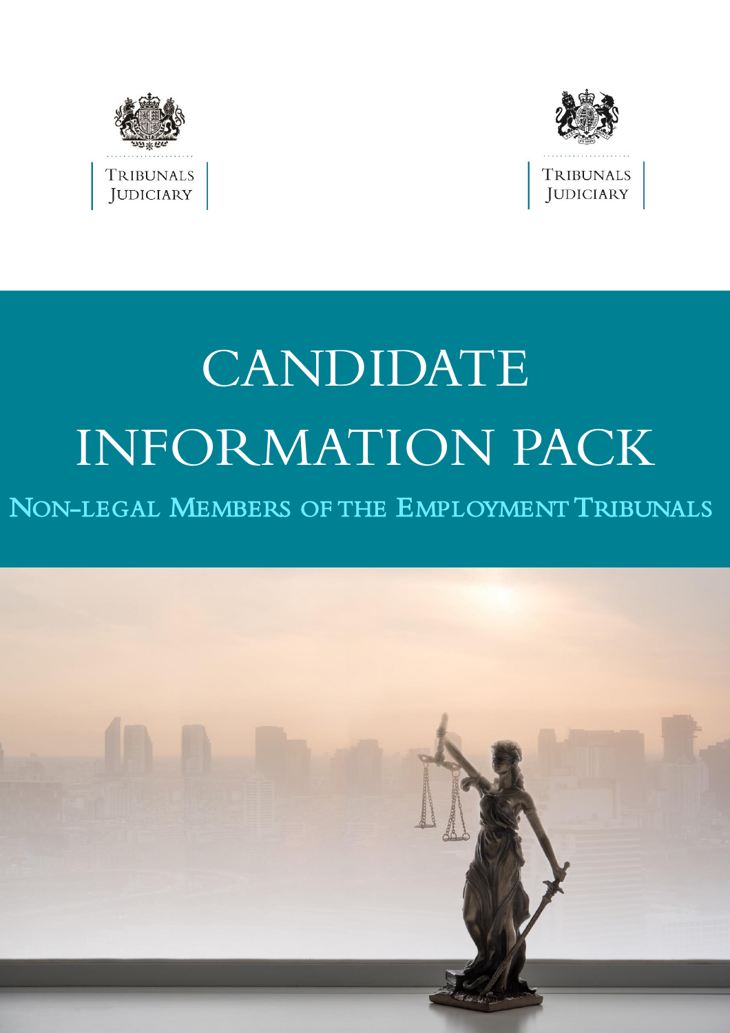TRIBUNALS JUDICIARY

TRIBUNALS JUDICIARY

# CANDIDATE INFORMATION PACK

## NON-LEGAL MEMBERS OF THE EMPLOYMENT TRIBUNALS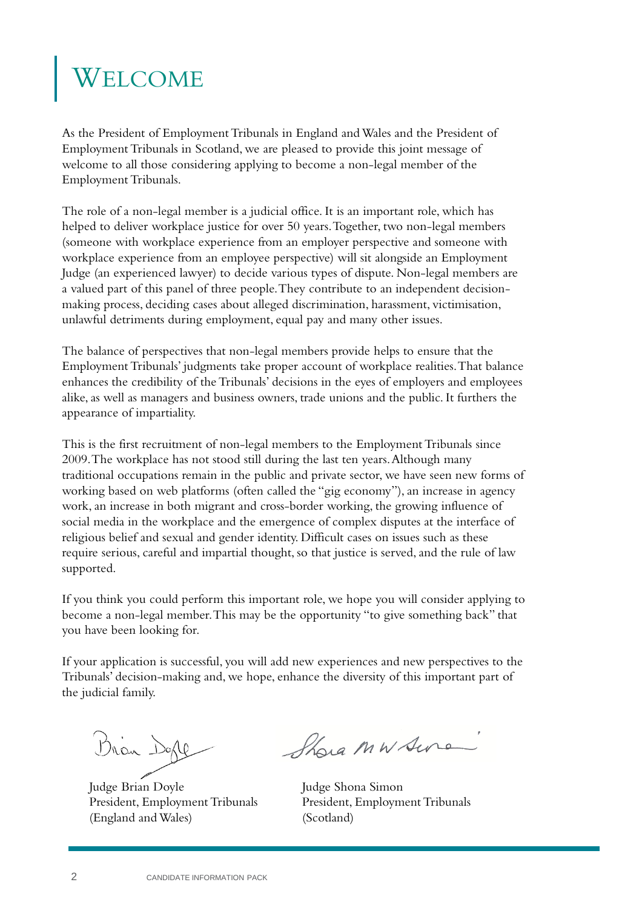# Welcome

As the President of Employment Tribunals in England and Wales and the President of Employment Tribunals in Scotland, we are pleased to provide this joint message of welcome to all those considering applying to become a non-legal member of the Employment Tribunals.

The role of a non-legal member is a judicial office. It is an important role, which has helped to deliver workplace justice for over 50 years. Together, two non-legal members (someone with workplace experience from an employer perspective and someone with workplace experience from an employee perspective) will sit alongside an Employment Judge (an experienced lawyer) to decide various types of dispute. Non-legal members are a valued part of this panel of three people. They contribute to an independent decision-making process, deciding cases about alleged discrimination, harassment, victimisation, unlawful detriments during employment, equal pay and many other issues.

The balance of perspectives that non-legal members provide helps to ensure that the Employment Tribunals' judgments take proper account of workplace realities. That balance enhances the credibility of the Tribunals' decisions in the eyes of employers and employees alike, as well as managers and business owners, trade unions and the public. It furthers the appearance of impartiality.

This is the first recruitment of non-legal members to the Employment Tribunals since 2009. The workplace has not stood still during the last ten years. Although many traditional occupations remain in the public and private sector, we have seen new forms of working based on web platforms (often called the "gig economy"), an increase in agency work, an increase in both migrant and cross-border working, the growing influence of social media in the workplace and the emergence of complex disputes at the interface of religious belief and sexual and gender identity. Difficult cases on issues such as these require serious, careful and impartial thought, so that justice is served, and the rule of law supported.

If you think you could perform this important role, we hope you will consider applying to become a non-legal member. This may be the opportunity "to give something back" that you have been looking for.

If your application is successful, you will add new experiences and new perspectives to the Tribunals' decision-making and, we hope, enhance the diversity of this important part of the judicial family.

Judge Brian Doyle
President, Employment Tribunals
(England and Wales)

Judge Shona Simon
President, Employment Tribunals
(Scotland)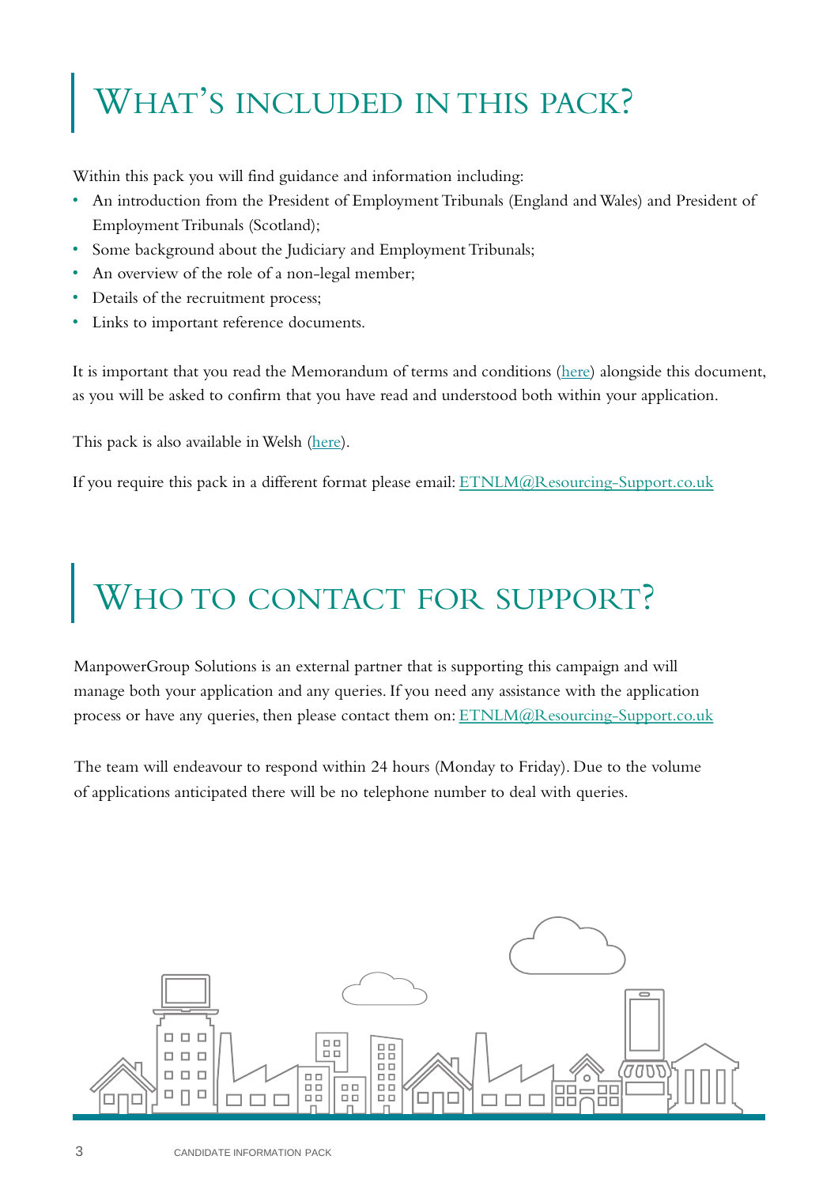# What's included in this pack?

Within this pack you will find guidance and information including:

- An introduction from the President of Employment Tribunals (England and Wales) and President of Employment Tribunals (Scotland);
- Some background about the Judiciary and Employment Tribunals;
- An overview of the role of a non-legal member;
- Details of the recruitment process;
- Links to important reference documents.

It is important that you read the Memorandum of terms and conditions (here) alongside this document, as you will be asked to confirm that you have read and understood both within your application.

This pack is also available in Welsh (here).

If you require this pack in a different format please email: ETNLM@Resourcing-Support.co.uk

# Who to contact for support?

ManpowerGroup Solutions is an external partner that is supporting this campaign and will manage both your application and any queries. If you need any assistance with the application process or have any queries, then please contact them on: ETNLM@Resourcing-Support.co.uk

The team will endeavour to respond within 24 hours (Monday to Friday). Due to the volume of applications anticipated there will be no telephone number to deal with queries.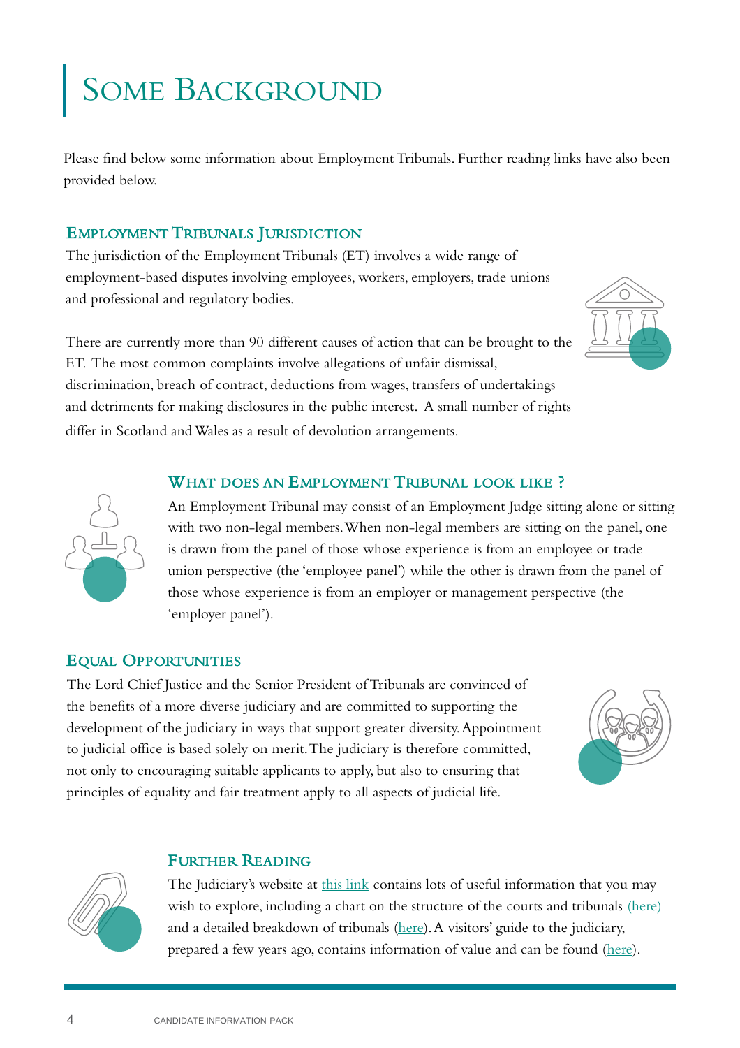# Some Background

Please find below some information about Employment Tribunals. Further reading links have also been provided below.

## Employment Tribunals Jurisdiction

The jurisdiction of the Employment Tribunals (ET) involves a wide range of employment-based disputes involving employees, workers, employers, trade unions and professional and regulatory bodies.

There are currently more than 90 different causes of action that can be brought to the ET. The most common complaints involve allegations of unfair dismissal, discrimination, breach of contract, deductions from wages, transfers of undertakings and detriments for making disclosures in the public interest. A small number of rights differ in Scotland and Wales as a result of devolution arrangements.

## What does an Employment Tribunal look like ?

An Employment Tribunal may consist of an Employment Judge sitting alone or sitting with two non-legal members. When non-legal members are sitting on the panel, one is drawn from the panel of those whose experience is from an employee or trade union perspective (the 'employee panel') while the other is drawn from the panel of those whose experience is from an employer or management perspective (the 'employer panel').

## Equal Opportunities

The Lord Chief Justice and the Senior President of Tribunals are convinced of the benefits of a more diverse judiciary and are committed to supporting the development of the judiciary in ways that support greater diversity. Appointment to judicial office is based solely on merit. The judiciary is therefore committed, not only to encouraging suitable applicants to apply, but also to ensuring that principles of equality and fair treatment apply to all aspects of judicial life.

## Further Reading

The Judiciary's website at this link contains lots of useful information that you may wish to explore, including a chart on the structure of the courts and tribunals (here) and a detailed breakdown of tribunals (here). A visitors' guide to the judiciary, prepared a few years ago, contains information of value and can be found (here).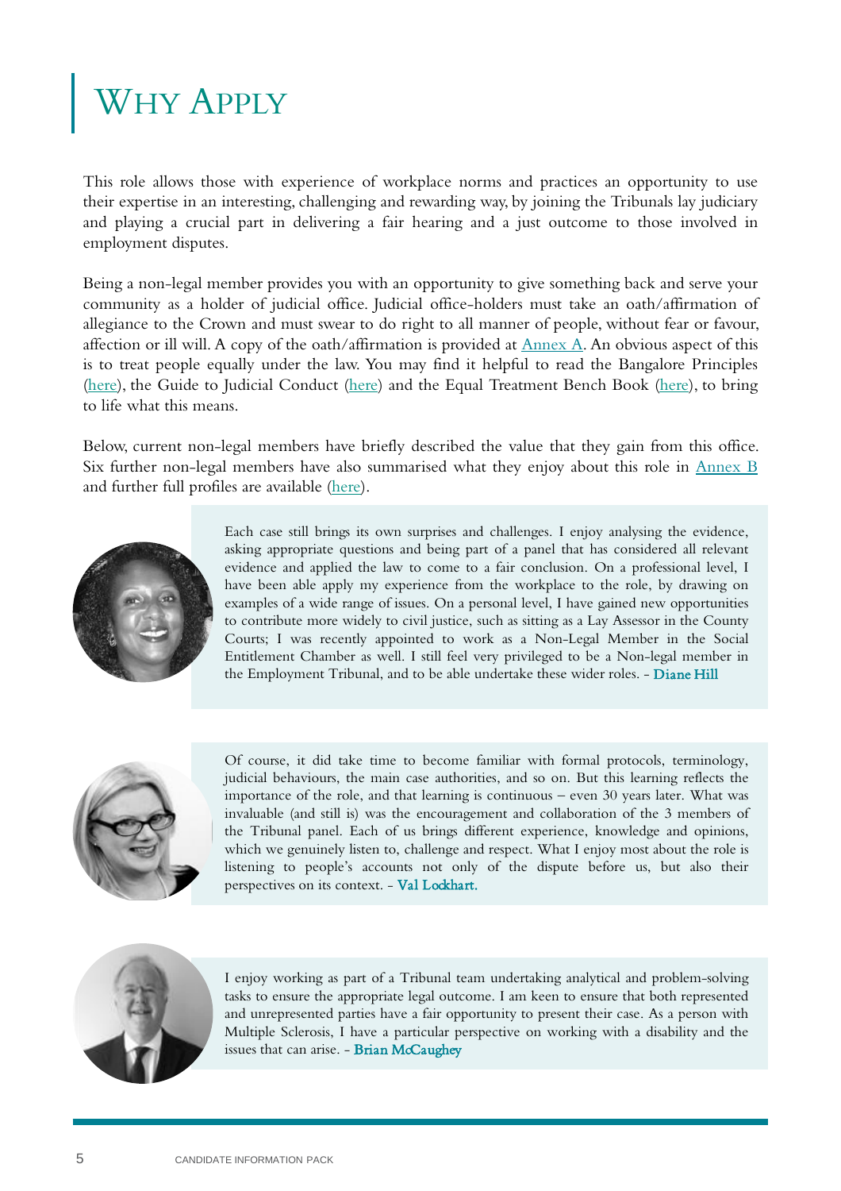# Why Apply

This role allows those with experience of workplace norms and practices an opportunity to use their expertise in an interesting, challenging and rewarding way, by joining the Tribunals lay judiciary and playing a crucial part in delivering a fair hearing and a just outcome to those involved in employment disputes.

Being a non-legal member provides you with an opportunity to give something back and serve your community as a holder of judicial office. Judicial office-holders must take an oath/affirmation of allegiance to the Crown and must swear to do right to all manner of people, without fear or favour, affection or ill will. A copy of the oath/affirmation is provided at Annex A. An obvious aspect of this is to treat people equally under the law. You may find it helpful to read the Bangalore Principles (here), the Guide to Judicial Conduct (here) and the Equal Treatment Bench Book (here), to bring to life what this means.

Below, current non-legal members have briefly described the value that they gain from this office. Six further non-legal members have also summarised what they enjoy about this role in Annex B and further full profiles are available (here).

Each case still brings its own surprises and challenges. I enjoy analysing the evidence, asking appropriate questions and being part of a panel that has considered all relevant evidence and applied the law to come to a fair conclusion. On a professional level, I have been able apply my experience from the workplace to the role, by drawing on examples of a wide range of issues. On a personal level, I have gained new opportunities to contribute more widely to civil justice, such as sitting as a Lay Assessor in the County Courts; I was recently appointed to work as a Non-Legal Member in the Social Entitlement Chamber as well. I still feel very privileged to be a Non-legal member in the Employment Tribunal, and to be able undertake these wider roles. - **Diane Hill**

Of course, it did take time to become familiar with formal protocols, terminology, judicial behaviours, the main case authorities, and so on. But this learning reflects the importance of the role, and that learning is continuous – even 30 years later. What was invaluable (and still is) was the encouragement and collaboration of the 3 members of the Tribunal panel. Each of us brings different experience, knowledge and opinions, which we genuinely listen to, challenge and respect. What I enjoy most about the role is listening to people's accounts not only of the dispute before us, but also their perspectives on its context. - **Val Lockhart.**

I enjoy working as part of a Tribunal team undertaking analytical and problem-solving tasks to ensure the appropriate legal outcome. I am keen to ensure that both represented and unrepresented parties have a fair opportunity to present their case. As a person with Multiple Sclerosis, I have a particular perspective on working with a disability and the issues that can arise. - **Brian McCaughey**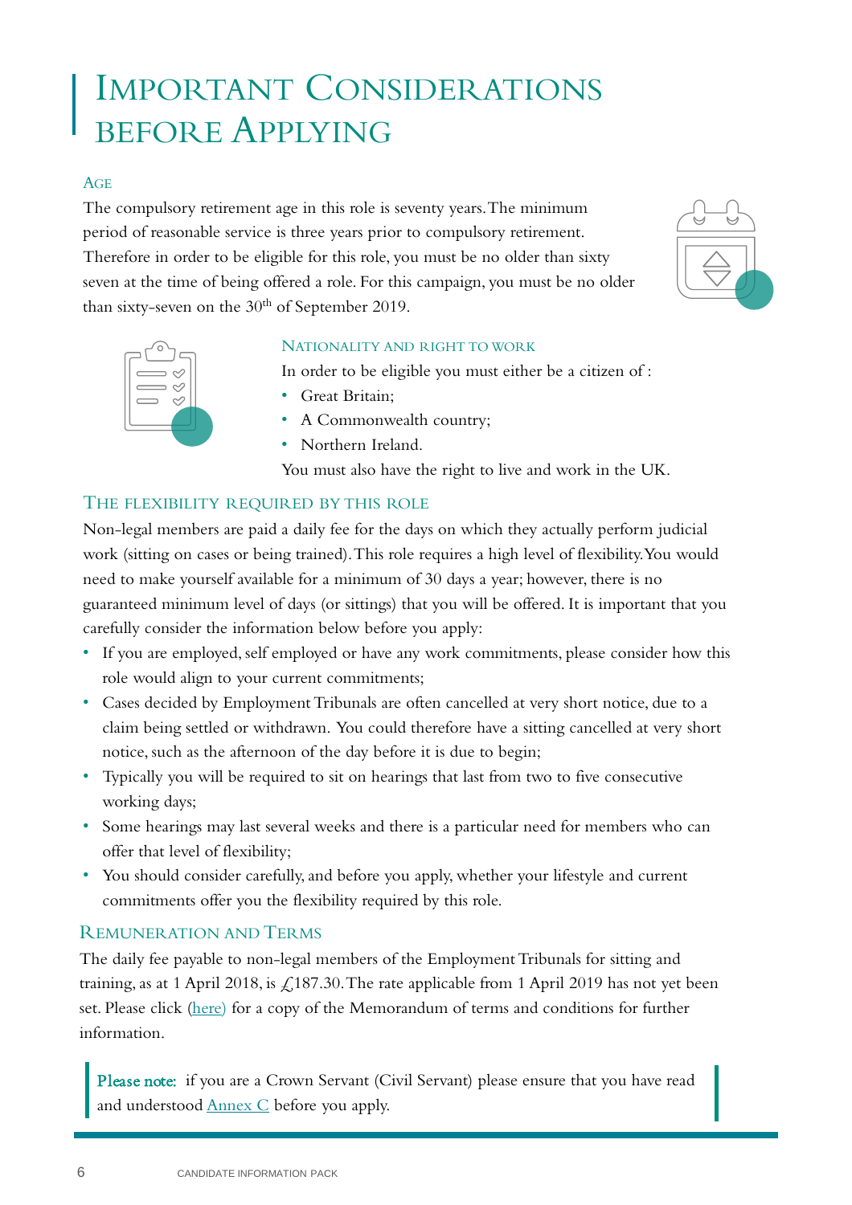# Important Considerations before Applying

### Age

The compulsory retirement age in this role is seventy years. The minimum period of reasonable service is three years prior to compulsory retirement. Therefore in order to be eligible for this role, you must be no older than sixty seven at the time of being offered a role. For this campaign, you must be no older than sixty-seven on the 30th of September 2019.

### Nationality and right to work

In order to be eligible you must either be a citizen of :

- Great Britain;
- A Commonwealth country;
- Northern Ireland.

You must also have the right to live and work in the UK.

### The flexibility required by this role

Non-legal members are paid a daily fee for the days on which they actually perform judicial work (sitting on cases or being trained). This role requires a high level of flexibility. You would need to make yourself available for a minimum of 30 days a year; however, there is no guaranteed minimum level of days (or sittings) that you will be offered. It is important that you carefully consider the information below before you apply:

- If you are employed, self employed or have any work commitments, please consider how this role would align to your current commitments;
- Cases decided by Employment Tribunals are often cancelled at very short notice, due to a claim being settled or withdrawn. You could therefore have a sitting cancelled at very short notice, such as the afternoon of the day before it is due to begin;
- Typically you will be required to sit on hearings that last from two to five consecutive working days;
- Some hearings may last several weeks and there is a particular need for members who can offer that level of flexibility;
- You should consider carefully, and before you apply, whether your lifestyle and current commitments offer you the flexibility required by this role.

### Remuneration and Terms

The daily fee payable to non-legal members of the Employment Tribunals for sitting and training, as at 1 April 2018, is £187.30. The rate applicable from 1 April 2019 has not yet been set. Please click (here) for a copy of the Memorandum of terms and conditions for further information.

> **Please note:** if you are a Crown Servant (Civil Servant) please ensure that you have read and understood Annex C before you apply.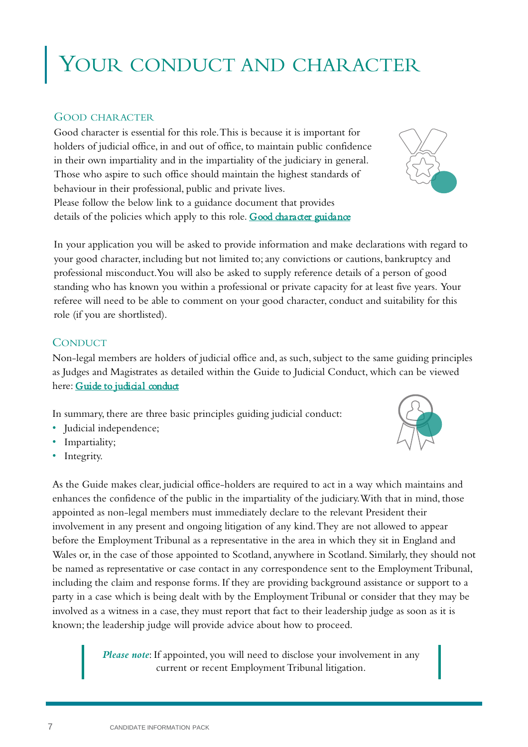# Your conduct and character

## Good character

Good character is essential for this role. This is because it is important for holders of judicial office, in and out of office, to maintain public confidence in their own impartiality and in the impartiality of the judiciary in general. Those who aspire to such office should maintain the highest standards of behaviour in their professional, public and private lives.
Please follow the below link to a guidance document that provides details of the policies which apply to this role. **Good character guidance**

In your application you will be asked to provide information and make declarations with regard to your good character, including but not limited to; any convictions or cautions, bankruptcy and professional misconduct. You will also be asked to supply reference details of a person of good standing who has known you within a professional or private capacity for at least five years. Your referee will need to be able to comment on your good character, conduct and suitability for this role (if you are shortlisted).

## Conduct

Non-legal members are holders of judicial office and, as such, subject to the same guiding principles as Judges and Magistrates as detailed within the Guide to Judicial Conduct, which can be viewed here: **Guide to judicial conduct**

In summary, there are three basic principles guiding judicial conduct:

- Judicial independence;
- Impartiality;
- Integrity.

As the Guide makes clear, judicial office-holders are required to act in a way which maintains and enhances the confidence of the public in the impartiality of the judiciary. With that in mind, those appointed as non-legal members must immediately declare to the relevant President their involvement in any present and ongoing litigation of any kind. They are not allowed to appear before the Employment Tribunal as a representative in the area in which they sit in England and Wales or, in the case of those appointed to Scotland, anywhere in Scotland. Similarly, they should not be named as representative or case contact in any correspondence sent to the Employment Tribunal, including the claim and response forms. If they are providing background assistance or support to a party in a case which is being dealt with by the Employment Tribunal or consider that they may be involved as a witness in a case, they must report that fact to their leadership judge as soon as it is known; the leadership judge will provide advice about how to proceed.

> ***Please note***: If appointed, you will need to disclose your involvement in any current or recent Employment Tribunal litigation.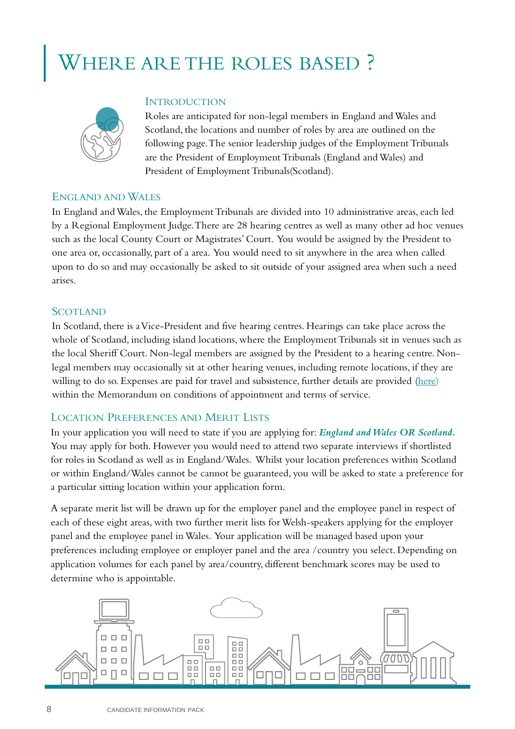# Where are the roles based ?

## Introduction

Roles are anticipated for non-legal members in England and Wales and Scotland, the locations and number of roles by area are outlined on the following page. The senior leadership judges of the Employment Tribunals are the President of Employment Tribunals (England and Wales) and President of Employment Tribunals(Scotland).

## England and Wales

In England and Wales, the Employment Tribunals are divided into 10 administrative areas, each led by a Regional Employment Judge. There are 28 hearing centres as well as many other ad hoc venues such as the local County Court or Magistrates' Court. You would be assigned by the President to one area or, occasionally, part of a area. You would need to sit anywhere in the area when called upon to do so and may occasionally be asked to sit outside of your assigned area when such a need arises.

## Scotland

In Scotland, there is a Vice-President and five hearing centres. Hearings can take place across the whole of Scotland, including island locations, where the Employment Tribunals sit in venues such as the local Sheriff Court. Non-legal members are assigned by the President to a hearing centre. Non-legal members may occasionally sit at other hearing venues, including remote locations, if they are willing to do so. Expenses are paid for travel and subsistence, further details are provided (here) within the Memorandum on conditions of appointment and terms of service.

## Location Preferences and Merit Lists

In your application you will need to state if you are applying for: ***England and Wales OR Scotland.*** You may apply for both. However you would need to attend two separate interviews if shortlisted for roles in Scotland as well as in England/Wales. Whilst your location preferences within Scotland or within England/Wales cannot be cannot be guaranteed, you will be asked to state a preference for a particular sitting location within your application form.

A separate merit list will be drawn up for the employer panel and the employee panel in respect of each of these eight areas, with two further merit lists for Welsh-speakers applying for the employer panel and the employee panel in Wales. Your application will be managed based upon your preferences including employee or employer panel and the area /country you select. Depending on application volumes for each panel by area/country, different benchmark scores may be used to determine who is appointable.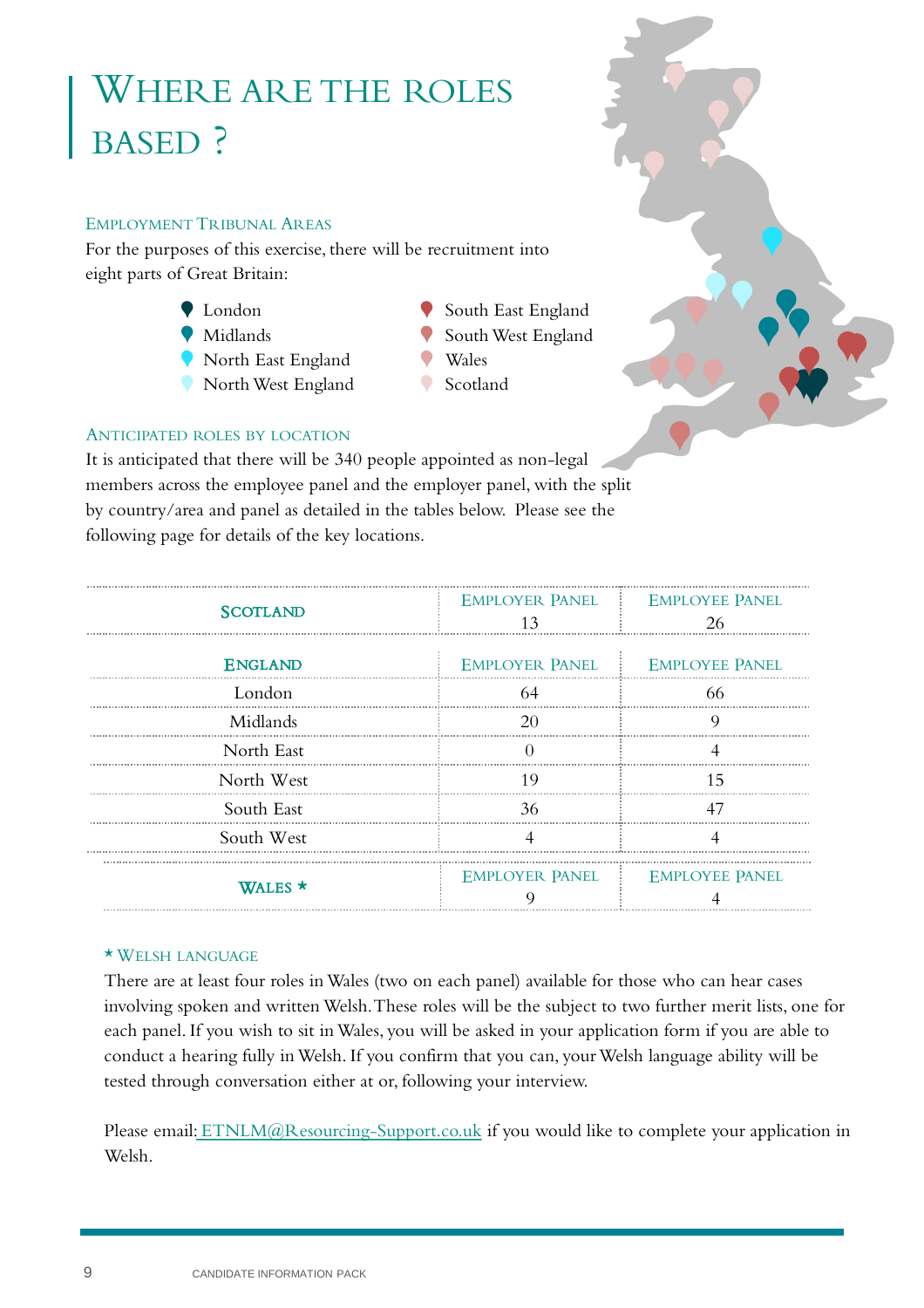# Where are the roles based ?

### Employment Tribunal Areas

For the purposes of this exercise, there will be recruitment into eight parts of Great Britain:

- London
- Midlands
- North East England
- North West England
- South East England
- South West England
- Wales
- Scotland

### Anticipated roles by location

It is anticipated that there will be 340 people appointed as non-legal members across the employee panel and the employer panel, with the split by country/area and panel as detailed in the tables below. Please see the following page for details of the key locations.

| **Scotland** | Employer Panel | Employee Panel |
|---|---|---|
| | 13 | 26 |

| **England** | Employer Panel | Employee Panel |
|---|---|---|
| London | 64 | 66 |
| Midlands | 20 | 9 |
| North East | 0 | 4 |
| North West | 19 | 15 |
| South East | 36 | 47 |
| South West | 4 | 4 |

| **Wales** * | Employer Panel | Employee Panel |
|---|---|---|
| | 9 | 4 |

### * Welsh language

There are at least four roles in Wales (two on each panel) available for those who can hear cases involving spoken and written Welsh. These roles will be the subject to two further merit lists, one for each panel. If you wish to sit in Wales, you will be asked in your application form if you are able to conduct a hearing fully in Welsh. If you confirm that you can, your Welsh language ability will be tested through conversation either at or, following your interview.

Please email: ETNLM@Resourcing-Support.co.uk if you would like to complete your application in Welsh.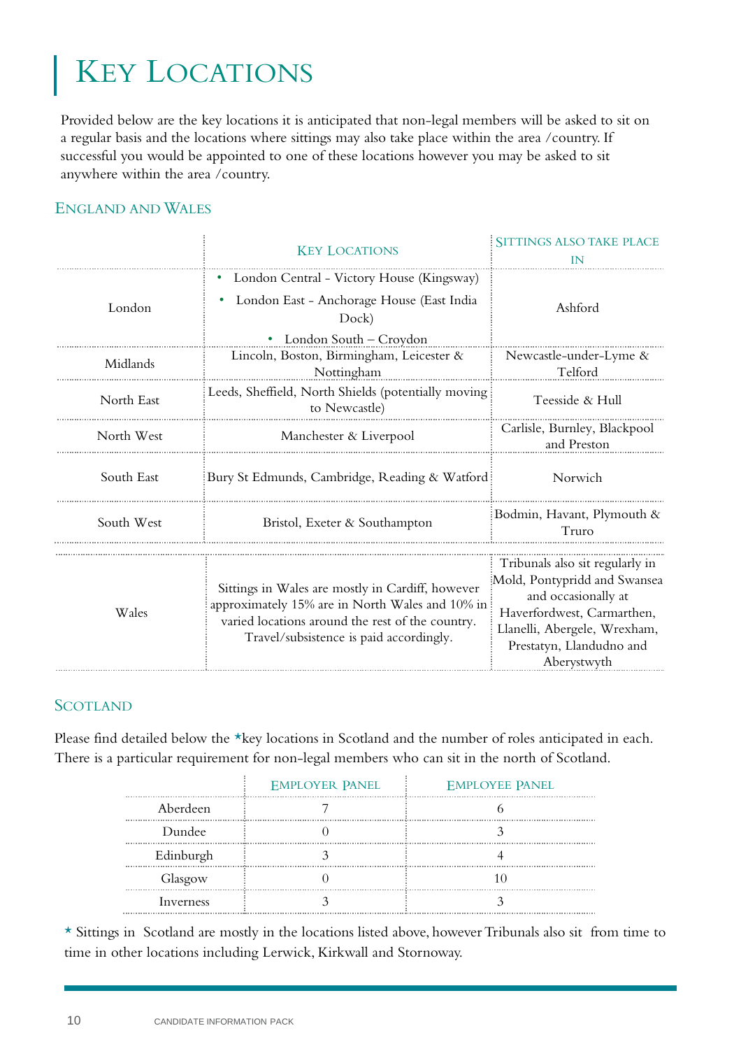# Key Locations

Provided below are the key locations it is anticipated that non-legal members will be asked to sit on a regular basis and the locations where sittings may also take place within the area /country. If successful you would be appointed to one of these locations however you may be asked to sit anywhere within the area /country.

## England and Wales

| | Key Locations | Sittings also take place in |
|---|---|---|
| London | • London Central - Victory House (Kingsway)<br>• London East - Anchorage House (East India Dock)<br>• London South – Croydon | Ashford |
| Midlands | Lincoln, Boston, Birmingham, Leicester & Nottingham | Newcastle-under-Lyme & Telford |
| North East | Leeds, Sheffield, North Shields (potentially moving to Newcastle) | Teesside & Hull |
| North West | Manchester & Liverpool | Carlisle, Burnley, Blackpool and Preston |
| South East | Bury St Edmunds, Cambridge, Reading & Watford | Norwich |
| South West | Bristol, Exeter & Southampton | Bodmin, Havant, Plymouth & Truro |
| Wales | Sittings in Wales are mostly in Cardiff, however approximately 15% are in North Wales and 10% in varied locations around the rest of the country. Travel/subsistence is paid accordingly. | Tribunals also sit regularly in Mold, Pontypridd and Swansea and occasionally at Haverfordwest, Carmarthen, Llanelli, Abergele, Wrexham, Prestatyn, Llandudno and Aberystwyth |

## Scotland

Please find detailed below the *key locations in Scotland and the number of roles anticipated in each. There is a particular requirement for non-legal members who can sit in the north of Scotland.

| | Employer Panel | Employee Panel |
|---|---|---|
| Aberdeen | 7 | 6 |
| Dundee | 0 | 3 |
| Edinburgh | 3 | 4 |
| Glasgow | 0 | 10 |
| Inverness | 3 | 3 |

* Sittings in Scotland are mostly in the locations listed above, however Tribunals also sit from time to time in other locations including Lerwick, Kirkwall and Stornoway.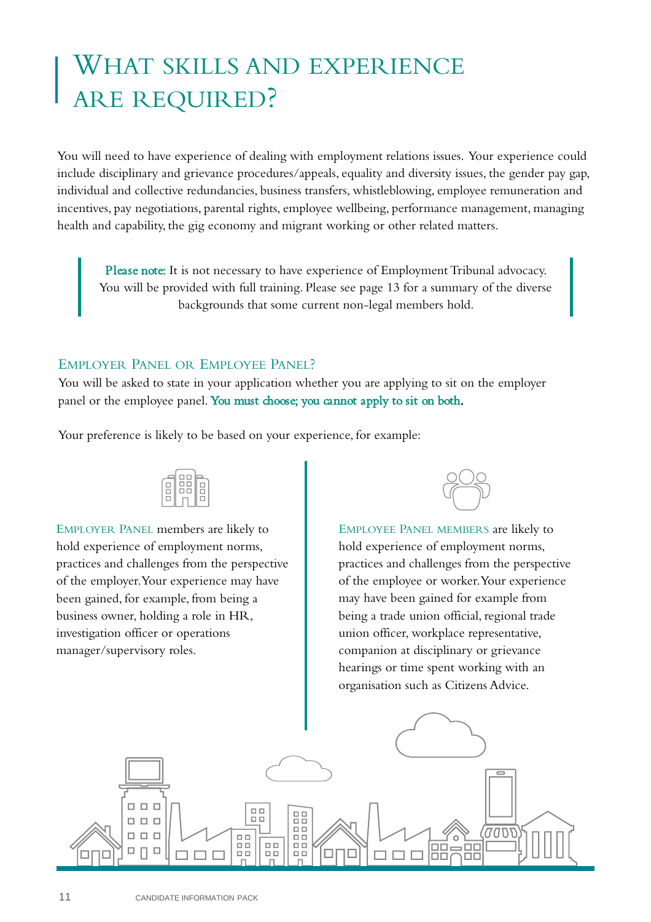# What skills and experience are required?

You will need to have experience of dealing with employment relations issues. Your experience could include disciplinary and grievance procedures/appeals, equality and diversity issues, the gender pay gap, individual and collective redundancies, business transfers, whistleblowing, employee remuneration and incentives, pay negotiations, parental rights, employee wellbeing, performance management, managing health and capability, the gig economy and migrant working or other related matters.

> **Please note:** It is not necessary to have experience of Employment Tribunal advocacy. You will be provided with full training. Please see page 13 for a summary of the diverse backgrounds that some current non-legal members hold.

## Employer Panel or Employee Panel?

You will be asked to state in your application whether you are applying to sit on the employer panel or the employee panel. **You must choose; you cannot apply to sit on both.**

Your preference is likely to be based on your experience, for example:

**Employer Panel** members are likely to hold experience of employment norms, practices and challenges from the perspective of the employer. Your experience may have been gained, for example, from being a business owner, holding a role in HR, investigation officer or operations manager/supervisory roles.

**Employee Panel members** are likely to hold experience of employment norms, practices and challenges from the perspective of the employee or worker. Your experience may have been gained for example from being a trade union official, regional trade union officer, workplace representative, companion at disciplinary or grievance hearings or time spent working with an organisation such as Citizens Advice.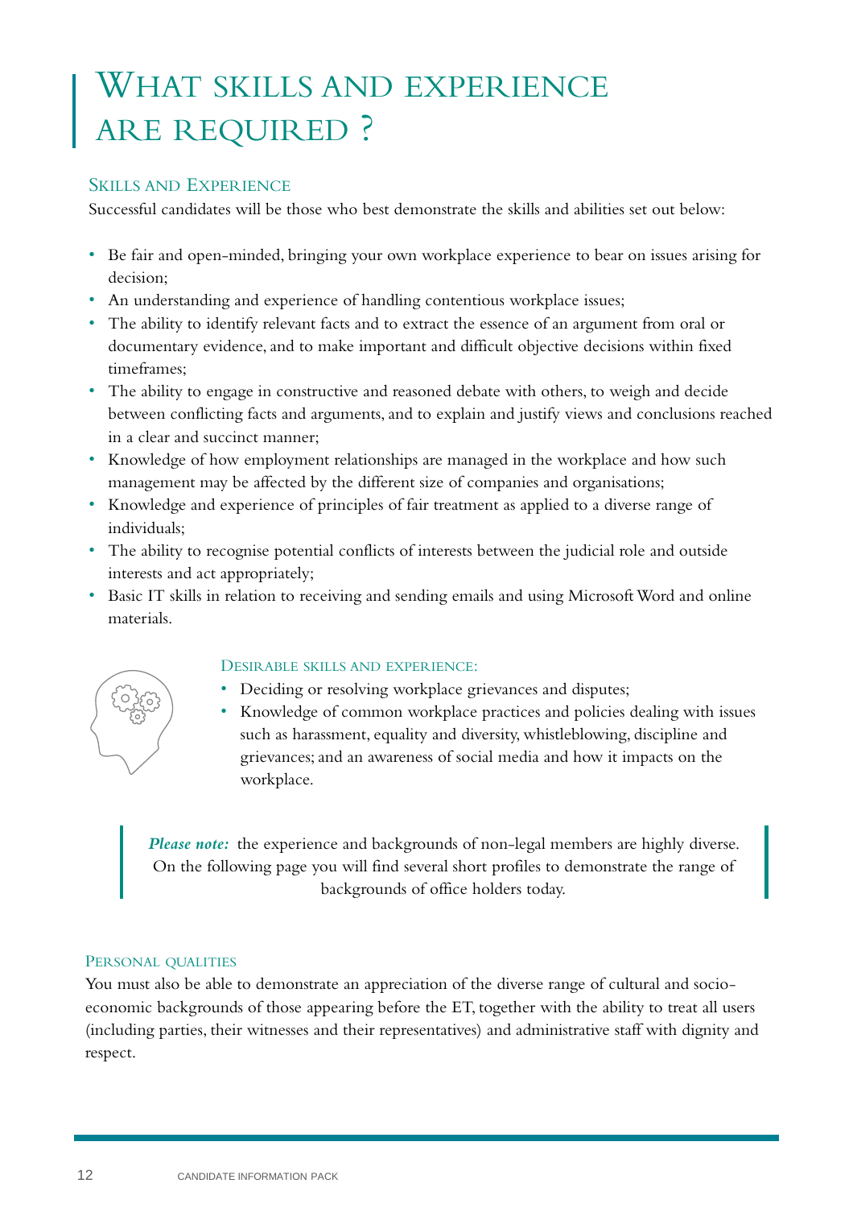# What skills and experience are required ?

## Skills and Experience

Successful candidates will be those who best demonstrate the skills and abilities set out below:

- Be fair and open-minded, bringing your own workplace experience to bear on issues arising for decision;
- An understanding and experience of handling contentious workplace issues;
- The ability to identify relevant facts and to extract the essence of an argument from oral or documentary evidence, and to make important and difficult objective decisions within fixed timeframes;
- The ability to engage in constructive and reasoned debate with others, to weigh and decide between conflicting facts and arguments, and to explain and justify views and conclusions reached in a clear and succinct manner;
- Knowledge of how employment relationships are managed in the workplace and how such management may be affected by the different size of companies and organisations;
- Knowledge and experience of principles of fair treatment as applied to a diverse range of individuals;
- The ability to recognise potential conflicts of interests between the judicial role and outside interests and act appropriately;
- Basic IT skills in relation to receiving and sending emails and using Microsoft Word and online materials.

### Desirable skills and experience:

- Deciding or resolving workplace grievances and disputes;
- Knowledge of common workplace practices and policies dealing with issues such as harassment, equality and diversity, whistleblowing, discipline and grievances; and an awareness of social media and how it impacts on the workplace.

> ***Please note:*** the experience and backgrounds of non-legal members are highly diverse. On the following page you will find several short profiles to demonstrate the range of backgrounds of office holders today.

## Personal qualities

You must also be able to demonstrate an appreciation of the diverse range of cultural and socio-economic backgrounds of those appearing before the ET, together with the ability to treat all users (including parties, their witnesses and their representatives) and administrative staff with dignity and respect.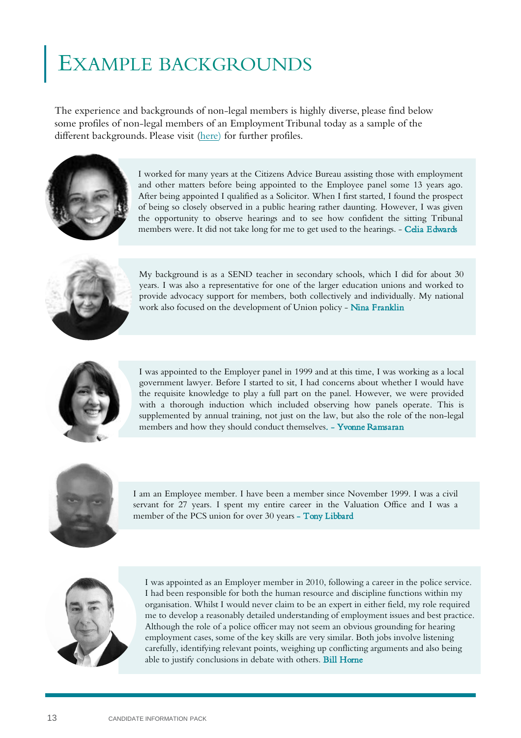# EXAMPLE BACKGROUNDS

The experience and backgrounds of non-legal members is highly diverse, please find below some profiles of non-legal members of an Employment Tribunal today as a sample of the different backgrounds. Please visit (here) for further profiles.

I worked for many years at the Citizens Advice Bureau assisting those with employment and other matters before being appointed to the Employee panel some 13 years ago. After being appointed I qualified as a Solicitor. When I first started, I found the prospect of being so closely observed in a public hearing rather daunting. However, I was given the opportunity to observe hearings and to see how confident the sitting Tribunal members were. It did not take long for me to get used to the hearings. - Celia Edwards

My background is as a SEND teacher in secondary schools, which I did for about 30 years. I was also a representative for one of the larger education unions and worked to provide advocacy support for members, both collectively and individually. My national work also focused on the development of Union policy - Nina Franklin

I was appointed to the Employer panel in 1999 and at this time, I was working as a local government lawyer. Before I started to sit, I had concerns about whether I would have the requisite knowledge to play a full part on the panel. However, we were provided with a thorough induction which included observing how panels operate. This is supplemented by annual training, not just on the law, but also the role of the non-legal members and how they should conduct themselves. - Yvonne Ramsaran

I am an Employee member. I have been a member since November 1999. I was a civil servant for 27 years. I spent my entire career in the Valuation Office and I was a member of the PCS union for over 30 years - Tony Libbard

I was appointed as an Employer member in 2010, following a career in the police service. I had been responsible for both the human resource and discipline functions within my organisation. Whilst I would never claim to be an expert in either field, my role required me to develop a reasonably detailed understanding of employment issues and best practice. Although the role of a police officer may not seem an obvious grounding for hearing employment cases, some of the key skills are very similar. Both jobs involve listening carefully, identifying relevant points, weighing up conflicting arguments and also being able to justify conclusions in debate with others. Bill Horne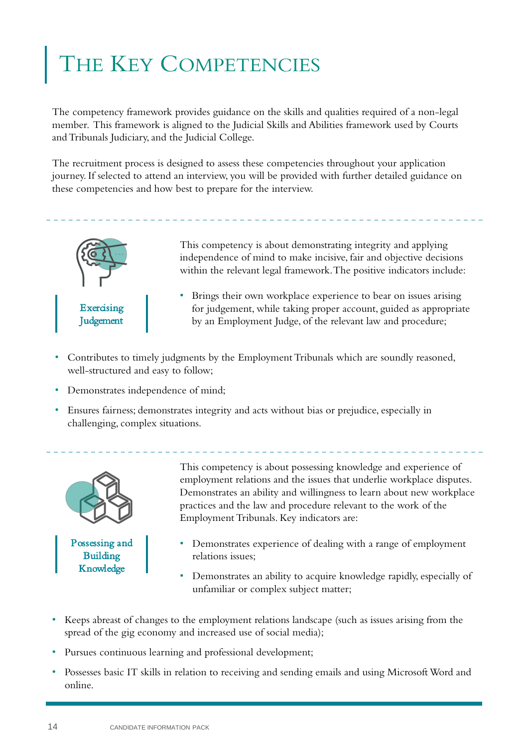# The Key Competencies

The competency framework provides guidance on the skills and qualities required of a non-legal member. This framework is aligned to the Judicial Skills and Abilities framework used by Courts and Tribunals Judiciary, and the Judicial College.

The recruitment process is designed to assess these competencies throughout your application journey. If selected to attend an interview, you will be provided with further detailed guidance on these competencies and how best to prepare for the interview.

## Exercising Judgement

This competency is about demonstrating integrity and applying independence of mind to make incisive, fair and objective decisions within the relevant legal framework. The positive indicators include:

- Brings their own workplace experience to bear on issues arising for judgement, while taking proper account, guided as appropriate by an Employment Judge, of the relevant law and procedure;
- Contributes to timely judgments by the Employment Tribunals which are soundly reasoned, well-structured and easy to follow;
- Demonstrates independence of mind;
- Ensures fairness; demonstrates integrity and acts without bias or prejudice, especially in challenging, complex situations.

## Possessing and Building Knowledge

This competency is about possessing knowledge and experience of employment relations and the issues that underlie workplace disputes. Demonstrates an ability and willingness to learn about new workplace practices and the law and procedure relevant to the work of the Employment Tribunals. Key indicators are:

- Demonstrates experience of dealing with a range of employment relations issues;
- Demonstrates an ability to acquire knowledge rapidly, especially of unfamiliar or complex subject matter;
- Keeps abreast of changes to the employment relations landscape (such as issues arising from the spread of the gig economy and increased use of social media);
- Pursues continuous learning and professional development;
- Possesses basic IT skills in relation to receiving and sending emails and using Microsoft Word and online.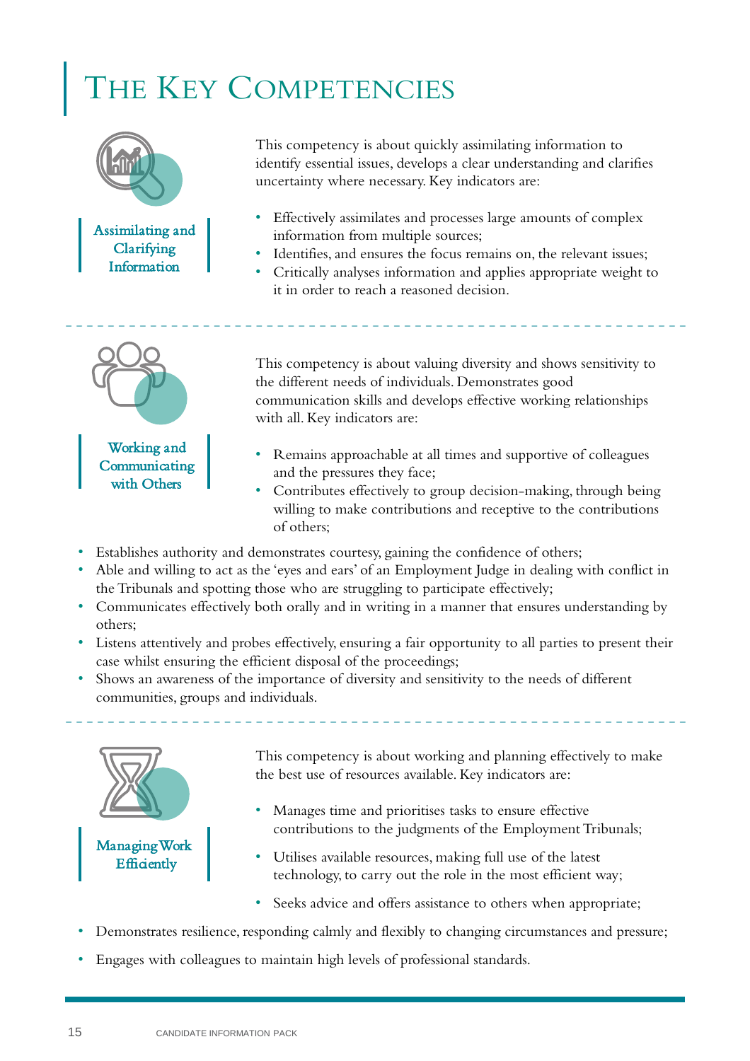# The Key Competencies

## Assimilating and Clarifying Information

This competency is about quickly assimilating information to identify essential issues, develops a clear understanding and clarifies uncertainty where necessary. Key indicators are:

- Effectively assimilates and processes large amounts of complex information from multiple sources;
- Identifies, and ensures the focus remains on, the relevant issues;
- Critically analyses information and applies appropriate weight to it in order to reach a reasoned decision.

## Working and Communicating with Others

This competency is about valuing diversity and shows sensitivity to the different needs of individuals. Demonstrates good communication skills and develops effective working relationships with all. Key indicators are:

- Remains approachable at all times and supportive of colleagues and the pressures they face;
- Contributes effectively to group decision-making, through being willing to make contributions and receptive to the contributions of others;
- Establishes authority and demonstrates courtesy, gaining the confidence of others;
- Able and willing to act as the 'eyes and ears' of an Employment Judge in dealing with conflict in the Tribunals and spotting those who are struggling to participate effectively;
- Communicates effectively both orally and in writing in a manner that ensures understanding by others;
- Listens attentively and probes effectively, ensuring a fair opportunity to all parties to present their case whilst ensuring the efficient disposal of the proceedings;
- Shows an awareness of the importance of diversity and sensitivity to the needs of different communities, groups and individuals.

## Managing Work Efficiently

This competency is about working and planning effectively to make the best use of resources available. Key indicators are:

- Manages time and prioritises tasks to ensure effective contributions to the judgments of the Employment Tribunals;
- Utilises available resources, making full use of the latest technology, to carry out the role in the most efficient way;
- Seeks advice and offers assistance to others when appropriate;
- Demonstrates resilience, responding calmly and flexibly to changing circumstances and pressure;
- Engages with colleagues to maintain high levels of professional standards.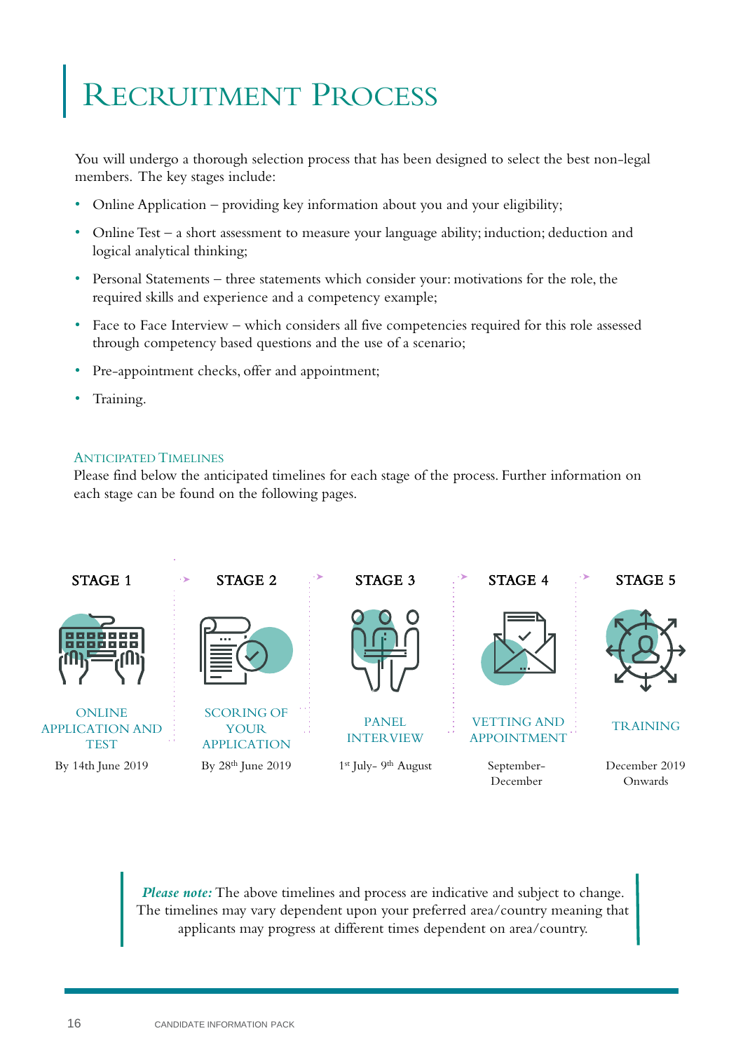# Recruitment Process

You will undergo a thorough selection process that has been designed to select the best non-legal members. The key stages include:

- Online Application – providing key information about you and your eligibility;
- Online Test – a short assessment to measure your language ability; induction; deduction and logical analytical thinking;
- Personal Statements – three statements which consider your: motivations for the role, the required skills and experience and a competency example;
- Face to Face Interview – which considers all five competencies required for this role assessed through competency based questions and the use of a scenario;
- Pre-appointment checks, offer and appointment;
- Training.

## Anticipated Timelines

Please find below the anticipated timelines for each stage of the process. Further information on each stage can be found on the following pages.

| STAGE 1 | STAGE 2 | STAGE 3 | STAGE 4 | STAGE 5 |
|---|---|---|---|---|
| ONLINE APPLICATION AND TEST | SCORING OF YOUR APPLICATION | PANEL INTERVIEW | VETTING AND APPOINTMENT | TRAINING |
| By 14th June 2019 | By 28th June 2019 | 1st July- 9th August | September-December | December 2019 Onwards |

> ***Please note:*** The above timelines and process are indicative and subject to change. The timelines may vary dependent upon your preferred area/country meaning that applicants may progress at different times dependent on area/country.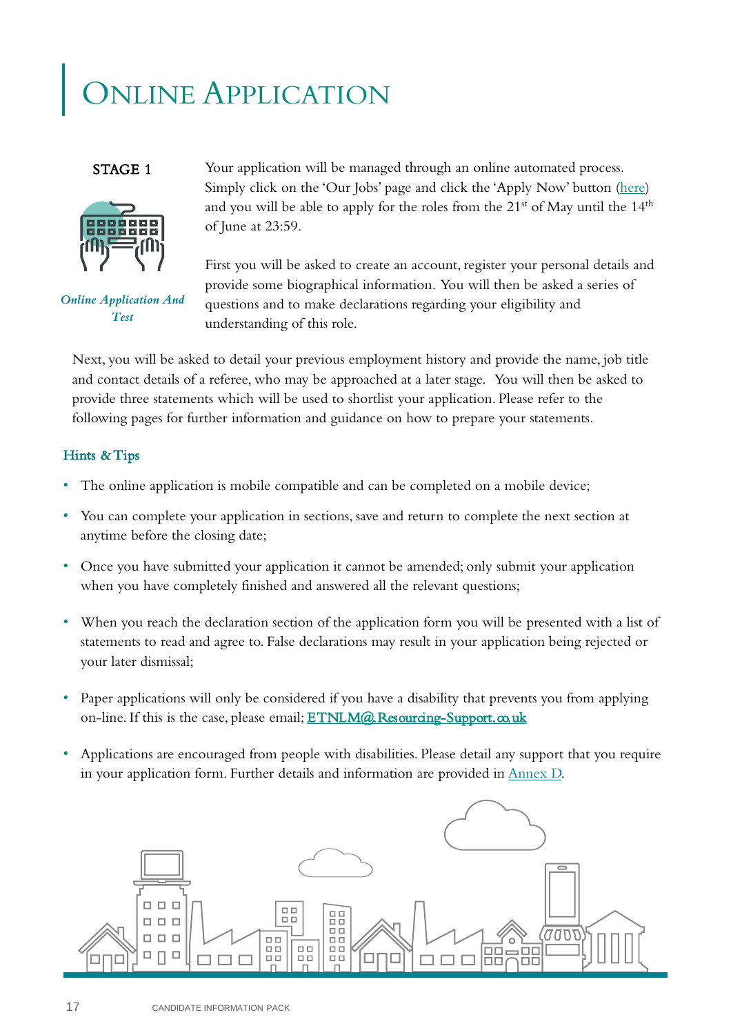# Online Application

**STAGE 1**

*Online Application And Test*

Your application will be managed through an online automated process. Simply click on the 'Our Jobs' page and click the 'Apply Now' button (here) and you will be able to apply for the roles from the 21st of May until the 14th of June at 23:59.

First you will be asked to create an account, register your personal details and provide some biographical information. You will then be asked a series of questions and to make declarations regarding your eligibility and understanding of this role.

Next, you will be asked to detail your previous employment history and provide the name, job title and contact details of a referee, who may be approached at a later stage. You will then be asked to provide three statements which will be used to shortlist your application. Please refer to the following pages for further information and guidance on how to prepare your statements.

## Hints & Tips

- The online application is mobile compatible and can be completed on a mobile device;
- You can complete your application in sections, save and return to complete the next section at anytime before the closing date;
- Once you have submitted your application it cannot be amended; only submit your application when you have completely finished and answered all the relevant questions;
- When you reach the declaration section of the application form you will be presented with a list of statements to read and agree to. False declarations may result in your application being rejected or your later dismissal;
- Paper applications will only be considered if you have a disability that prevents you from applying on-line. If this is the case, please email; **ETNLM@Resourcing-Support.co.uk**
- Applications are encouraged from people with disabilities. Please detail any support that you require in your application form. Further details and information are provided in Annex D.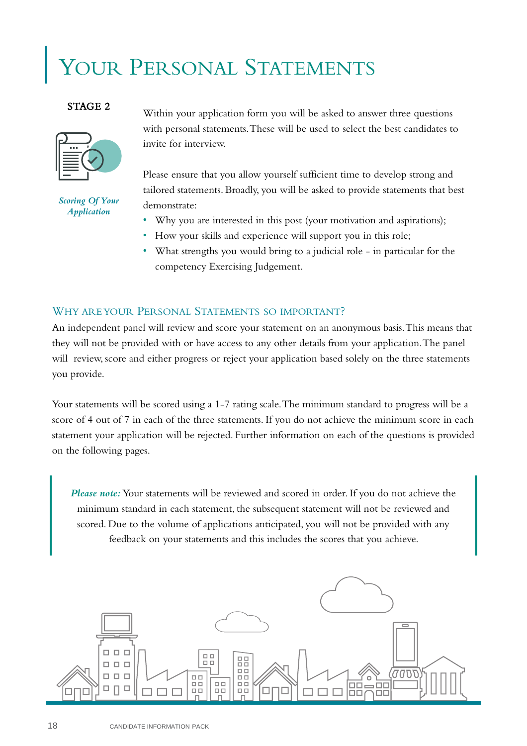# Your Personal Statements

**STAGE 2**

*Scoring Of Your Application*

Within your application form you will be asked to answer three questions with personal statements. These will be used to select the best candidates to invite for interview.

Please ensure that you allow yourself sufficient time to develop strong and tailored statements. Broadly, you will be asked to provide statements that best demonstrate:

- Why you are interested in this post (your motivation and aspirations);
- How your skills and experience will support you in this role;
- What strengths you would bring to a judicial role - in particular for the competency Exercising Judgement.

## Why are your Personal Statements so important?

An independent panel will review and score your statement on an anonymous basis. This means that they will not be provided with or have access to any other details from your application. The panel will review, score and either progress or reject your application based solely on the three statements you provide.

Your statements will be scored using a 1-7 rating scale. The minimum standard to progress will be a score of 4 out of 7 in each of the three statements. If you do not achieve the minimum score in each statement your application will be rejected. Further information on each of the questions is provided on the following pages.

> ***Please note:*** Your statements will be reviewed and scored in order. If you do not achieve the minimum standard in each statement, the subsequent statement will not be reviewed and scored. Due to the volume of applications anticipated, you will not be provided with any feedback on your statements and this includes the scores that you achieve.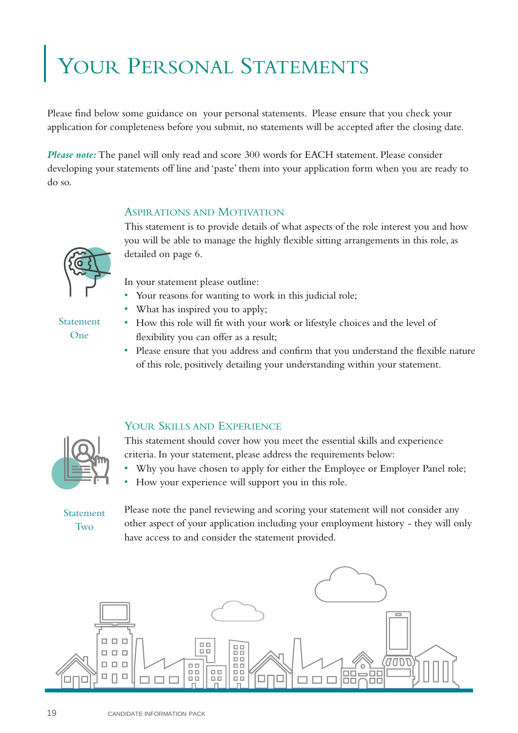# Your Personal Statements

Please find below some guidance on  your personal statements.  Please ensure that you check your application for completeness before you submit, no statements will be accepted after the closing date.

***Please note:*** The panel will only read and score 300 words for EACH statement. Please consider developing your statements off line and 'paste' them into your application form when you are ready to do so.

## Aspirations and Motivation

Statement One

This statement is to provide details of what aspects of the role interest you and how you will be able to manage the highly flexible sitting arrangements in this role, as detailed on page 6.

In your statement please outline:

- Your reasons for wanting to work in this judicial role;
- What has inspired you to apply;
- How this role will fit with your work or lifestyle choices and the level of flexibility you can offer as a result;
- Please ensure that you address and confirm that you understand the flexible nature of this role, positively detailing your understanding within your statement.

## Your Skills and Experience

Statement Two

This statement should cover how you meet the essential skills and experience criteria. In your statement, please address the requirements below:

- Why you have chosen to apply for either the Employee or Employer Panel role;
- How your experience will support you in this role.

Please note the panel reviewing and scoring your statement will not consider any other aspect of your application including your employment history - they will only have access to and consider the statement provided.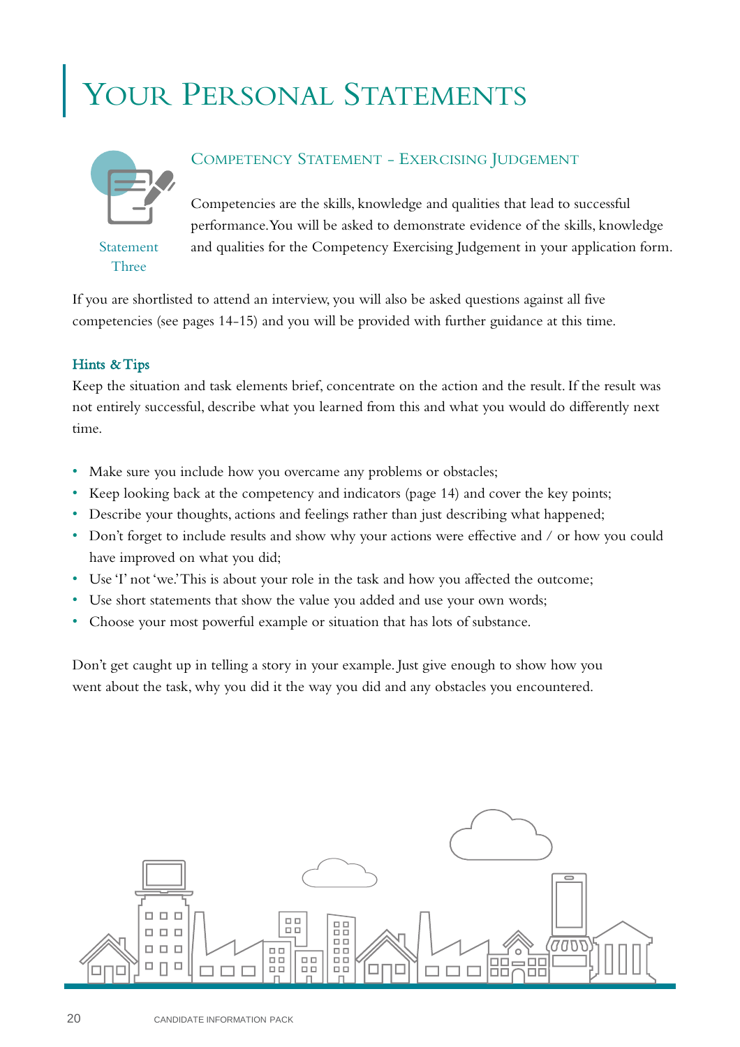# Your Personal Statements

Statement Three

## Competency Statement - Exercising Judgement

Competencies are the skills, knowledge and qualities that lead to successful performance. You will be asked to demonstrate evidence of the skills, knowledge and qualities for the Competency Exercising Judgement in your application form.

If you are shortlisted to attend an interview, you will also be asked questions against all five competencies (see pages 14-15) and you will be provided with further guidance at this time.

### Hints & Tips

Keep the situation and task elements brief, concentrate on the action and the result. If the result was not entirely successful, describe what you learned from this and what you would do differently next time.

- Make sure you include how you overcame any problems or obstacles;
- Keep looking back at the competency and indicators (page 14) and cover the key points;
- Describe your thoughts, actions and feelings rather than just describing what happened;
- Don't forget to include results and show why your actions were effective and / or how you could have improved on what you did;
- Use 'I' not 'we.' This is about your role in the task and how you affected the outcome;
- Use short statements that show the value you added and use your own words;
- Choose your most powerful example or situation that has lots of substance.

Don't get caught up in telling a story in your example. Just give enough to show how you went about the task, why you did it the way you did and any obstacles you encountered.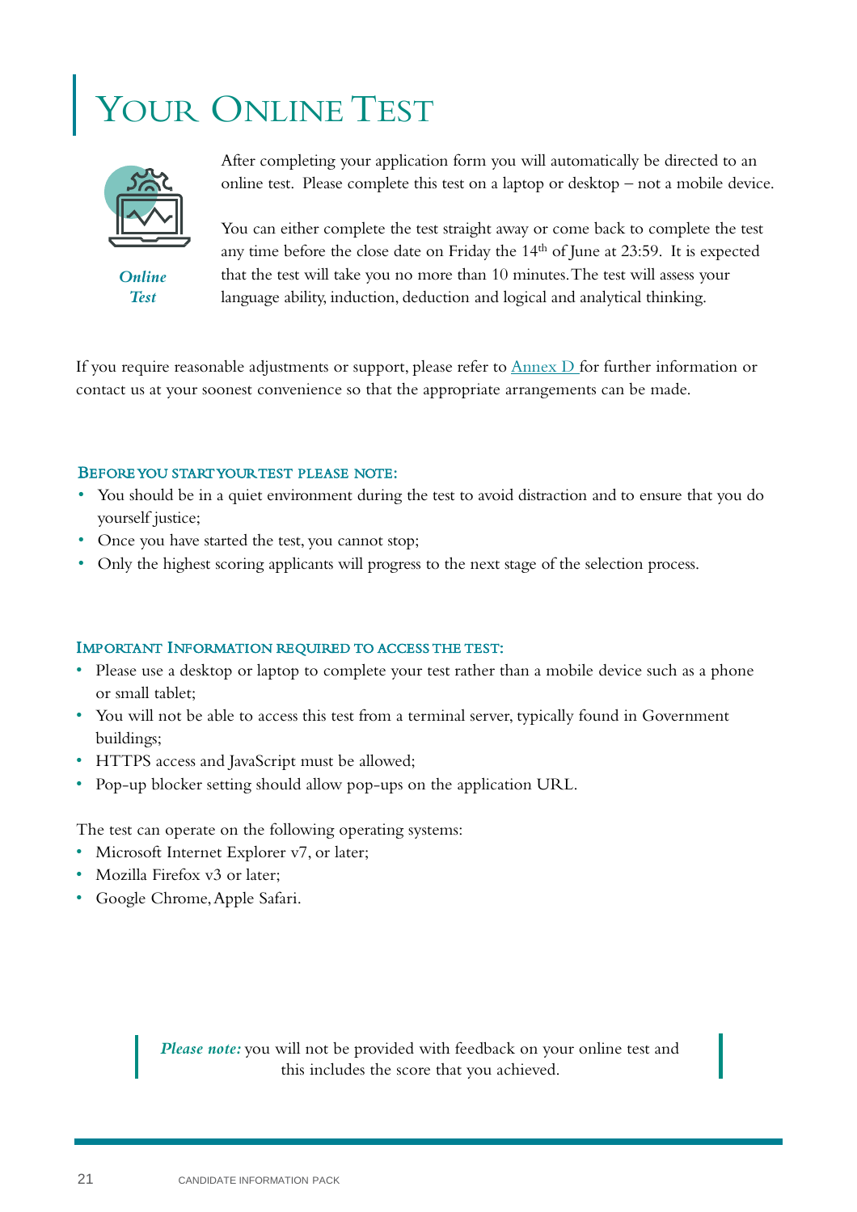# Your Online Test

*Online Test*

After completing your application form you will automatically be directed to an online test. Please complete this test on a laptop or desktop – not a mobile device.

You can either complete the test straight away or come back to complete the test any time before the close date on Friday the 14th of June at 23:59. It is expected that the test will take you no more than 10 minutes. The test will assess your language ability, induction, deduction and logical and analytical thinking.

If you require reasonable adjustments or support, please refer to Annex D for further information or contact us at your soonest convenience so that the appropriate arrangements can be made.

### Before you start your test please note:

- You should be in a quiet environment during the test to avoid distraction and to ensure that you do yourself justice;
- Once you have started the test, you cannot stop;
- Only the highest scoring applicants will progress to the next stage of the selection process.

### Important Information required to access the test:

- Please use a desktop or laptop to complete your test rather than a mobile device such as a phone or small tablet;
- You will not be able to access this test from a terminal server, typically found in Government buildings;
- HTTPS access and JavaScript must be allowed;
- Pop-up blocker setting should allow pop-ups on the application URL.

The test can operate on the following operating systems:

- Microsoft Internet Explorer v7, or later;
- Mozilla Firefox v3 or later;
- Google Chrome, Apple Safari.

> ***Please note:*** you will not be provided with feedback on your online test and this includes the score that you achieved.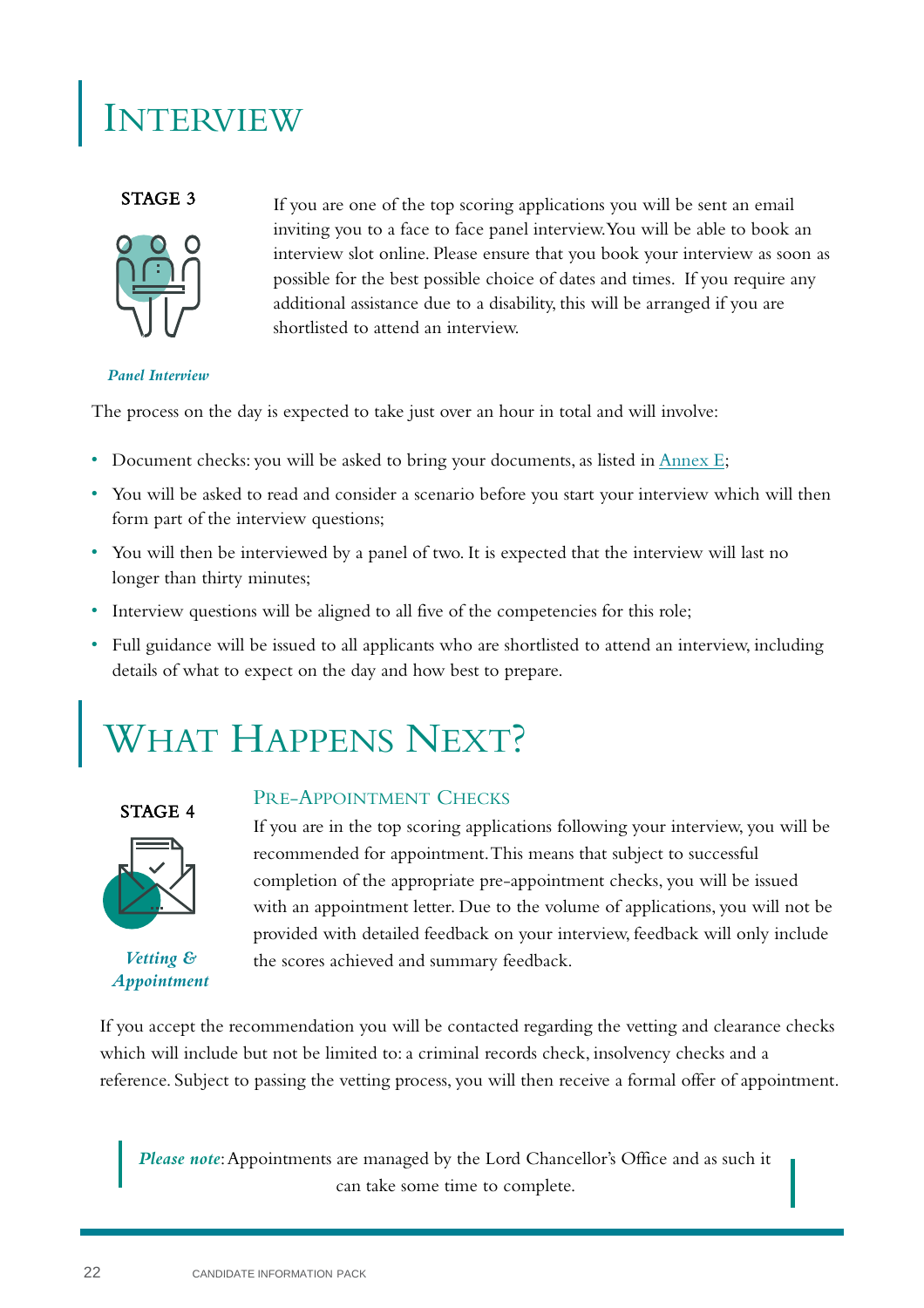# Interview

**STAGE 3**

*Panel Interview*

If you are one of the top scoring applications you will be sent an email inviting you to a face to face panel interview. You will be able to book an interview slot online. Please ensure that you book your interview as soon as possible for the best possible choice of dates and times. If you require any additional assistance due to a disability, this will be arranged if you are shortlisted to attend an interview.

The process on the day is expected to take just over an hour in total and will involve:

- Document checks: you will be asked to bring your documents, as listed in Annex E;
- You will be asked to read and consider a scenario before you start your interview which will then form part of the interview questions;
- You will then be interviewed by a panel of two. It is expected that the interview will last no longer than thirty minutes;
- Interview questions will be aligned to all five of the competencies for this role;
- Full guidance will be issued to all applicants who are shortlisted to attend an interview, including details of what to expect on the day and how best to prepare.

# What Happens Next?

**STAGE 4**

*Vetting & Appointment*

## Pre-Appointment Checks

If you are in the top scoring applications following your interview, you will be recommended for appointment. This means that subject to successful completion of the appropriate pre-appointment checks, you will be issued with an appointment letter. Due to the volume of applications, you will not be provided with detailed feedback on your interview, feedback will only include the scores achieved and summary feedback.

If you accept the recommendation you will be contacted regarding the vetting and clearance checks which will include but not be limited to: a criminal records check, insolvency checks and a reference. Subject to passing the vetting process, you will then receive a formal offer of appointment.

> *Please note*: Appointments are managed by the Lord Chancellor's Office and as such it can take some time to complete.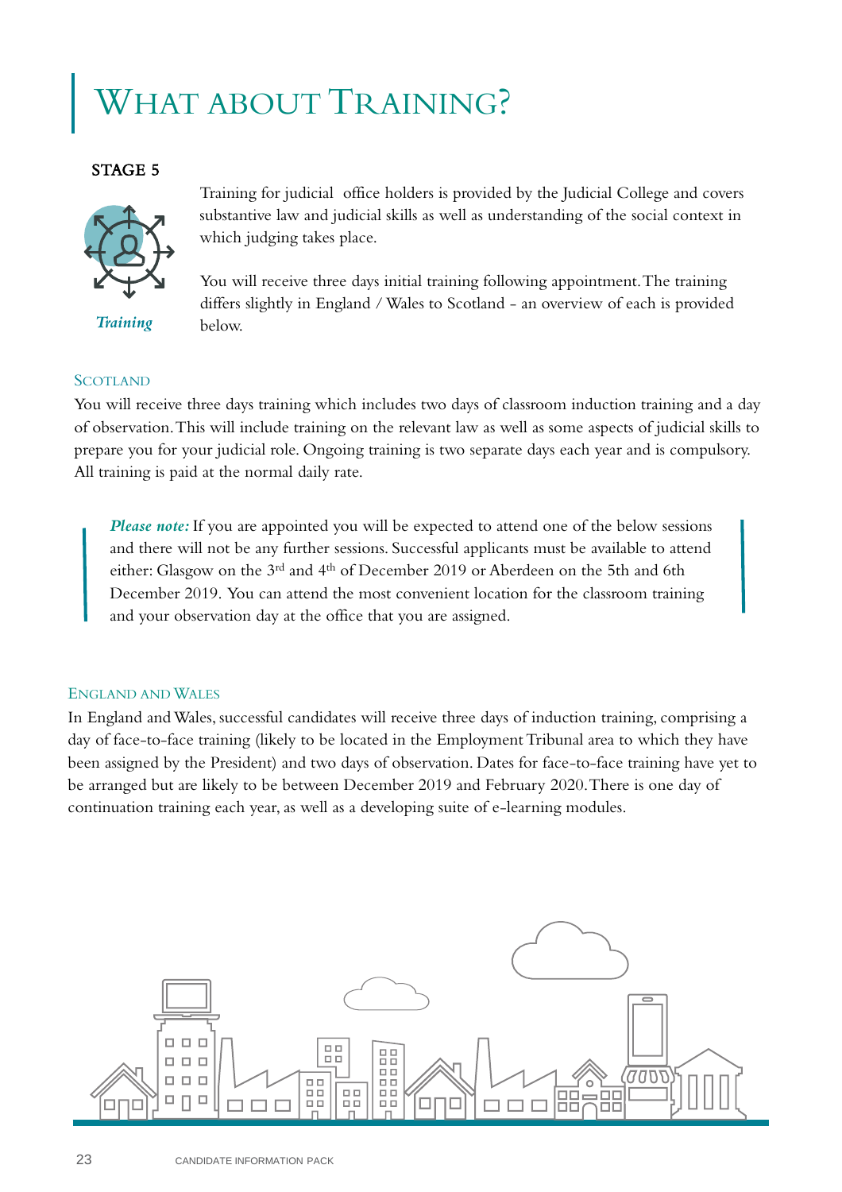# WHAT ABOUT TRAINING?

**STAGE 5**

*Training*

Training for judicial office holders is provided by the Judicial College and covers substantive law and judicial skills as well as understanding of the social context in which judging takes place.

You will receive three days initial training following appointment. The training differs slightly in England / Wales to Scotland - an overview of each is provided below.

## SCOTLAND

You will receive three days training which includes two days of classroom induction training and a day of observation. This will include training on the relevant law as well as some aspects of judicial skills to prepare you for your judicial role. Ongoing training is two separate days each year and is compulsory. All training is paid at the normal daily rate.

> ***Please note:*** If you are appointed you will be expected to attend one of the below sessions and there will not be any further sessions. Successful applicants must be available to attend either: Glasgow on the 3rd and 4th of December 2019 or Aberdeen on the 5th and 6th December 2019. You can attend the most convenient location for the classroom training and your observation day at the office that you are assigned.

## ENGLAND AND WALES

In England and Wales, successful candidates will receive three days of induction training, comprising a day of face-to-face training (likely to be located in the Employment Tribunal area to which they have been assigned by the President) and two days of observation. Dates for face-to-face training have yet to be arranged but are likely to be between December 2019 and February 2020. There is one day of continuation training each year, as well as a developing suite of e-learning modules.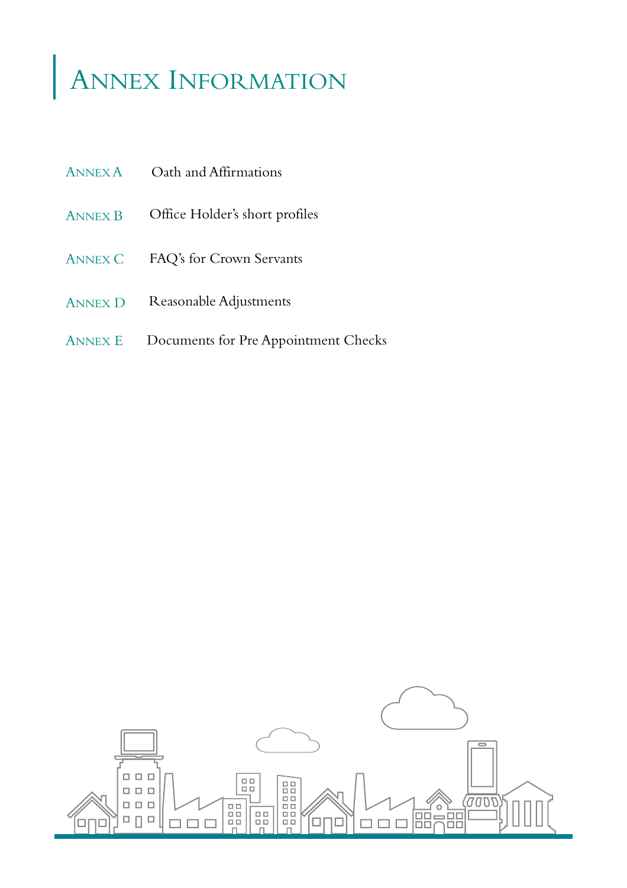# Annex Information

| | |
|---|---|
| Annex A | Oath and Affirmations |
| Annex B | Office Holder's short profiles |
| Annex C | FAQ's for Crown Servants |
| Annex D | Reasonable Adjustments |
| Annex E | Documents for Pre Appointment Checks |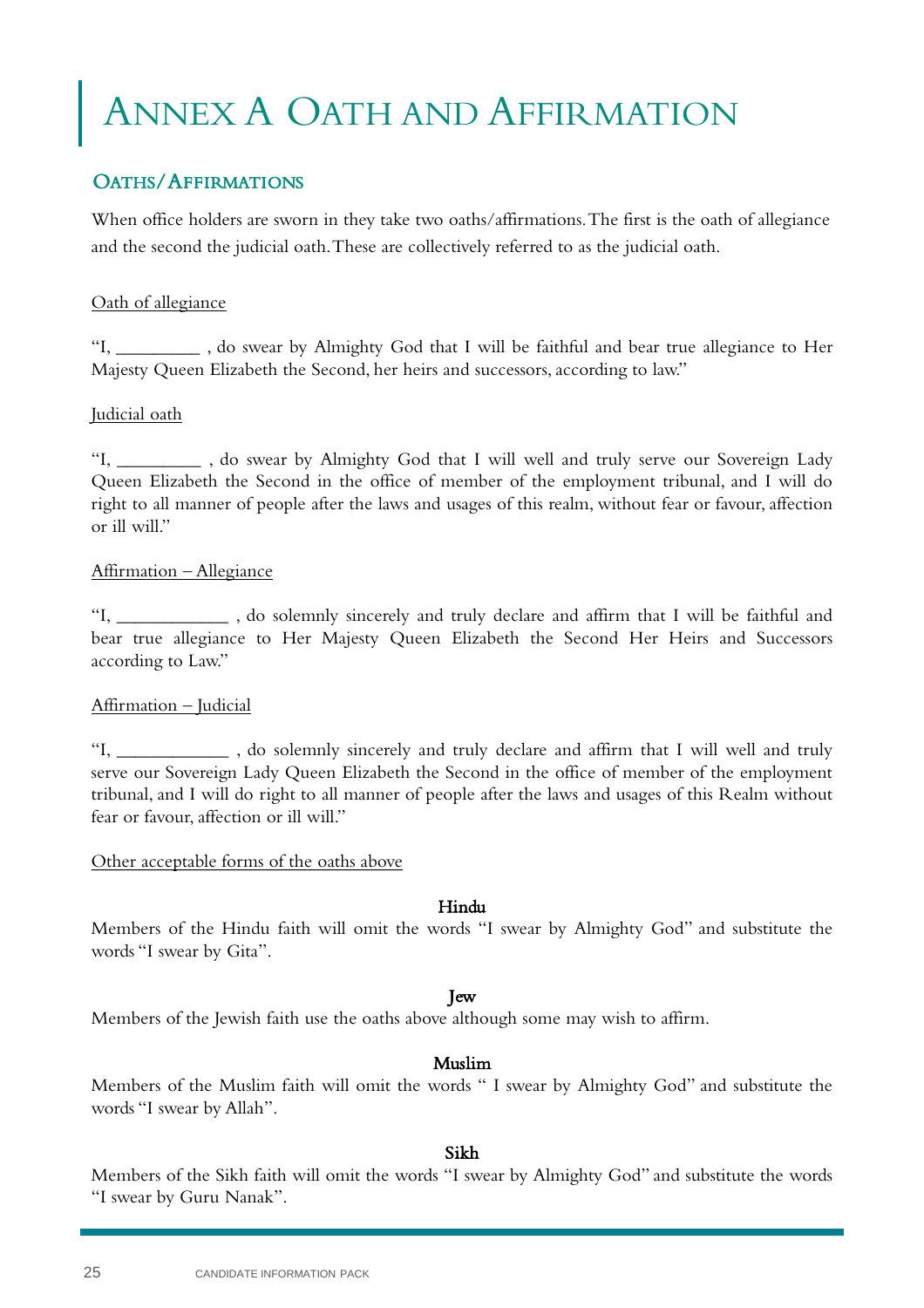# Annex A Oath and Affirmation

## Oaths/Affirmations

When office holders are sworn in they take two oaths/affirmations. The first is the oath of allegiance and the second the judicial oath. These are collectively referred to as the judicial oath.

Oath of allegiance

"I, _________ , do swear by Almighty God that I will be faithful and bear true allegiance to Her Majesty Queen Elizabeth the Second, her heirs and successors, according to law."

Judicial oath

"I, _________ , do swear by Almighty God that I will well and truly serve our Sovereign Lady Queen Elizabeth the Second in the office of member of the employment tribunal, and I will do right to all manner of people after the laws and usages of this realm, without fear or favour, affection or ill will."

Affirmation – Allegiance

"I, ____________ , do solemnly sincerely and truly declare and affirm that I will be faithful and bear true allegiance to Her Majesty Queen Elizabeth the Second Her Heirs and Successors according to Law."

Affirmation – Judicial

"I, ____________ , do solemnly sincerely and truly declare and affirm that I will well and truly serve our Sovereign Lady Queen Elizabeth the Second in the office of member of the employment tribunal, and I will do right to all manner of people after the laws and usages of this Realm without fear or favour, affection or ill will."

Other acceptable forms of the oaths above

**Hindu**

Members of the Hindu faith will omit the words "I swear by Almighty God" and substitute the words "I swear by Gita".

**Jew**

Members of the Jewish faith use the oaths above although some may wish to affirm.

**Muslim**

Members of the Muslim faith will omit the words " I swear by Almighty God" and substitute the words "I swear by Allah".

**Sikh**

Members of the Sikh faith will omit the words "I swear by Almighty God" and substitute the words "I swear by Guru Nanak".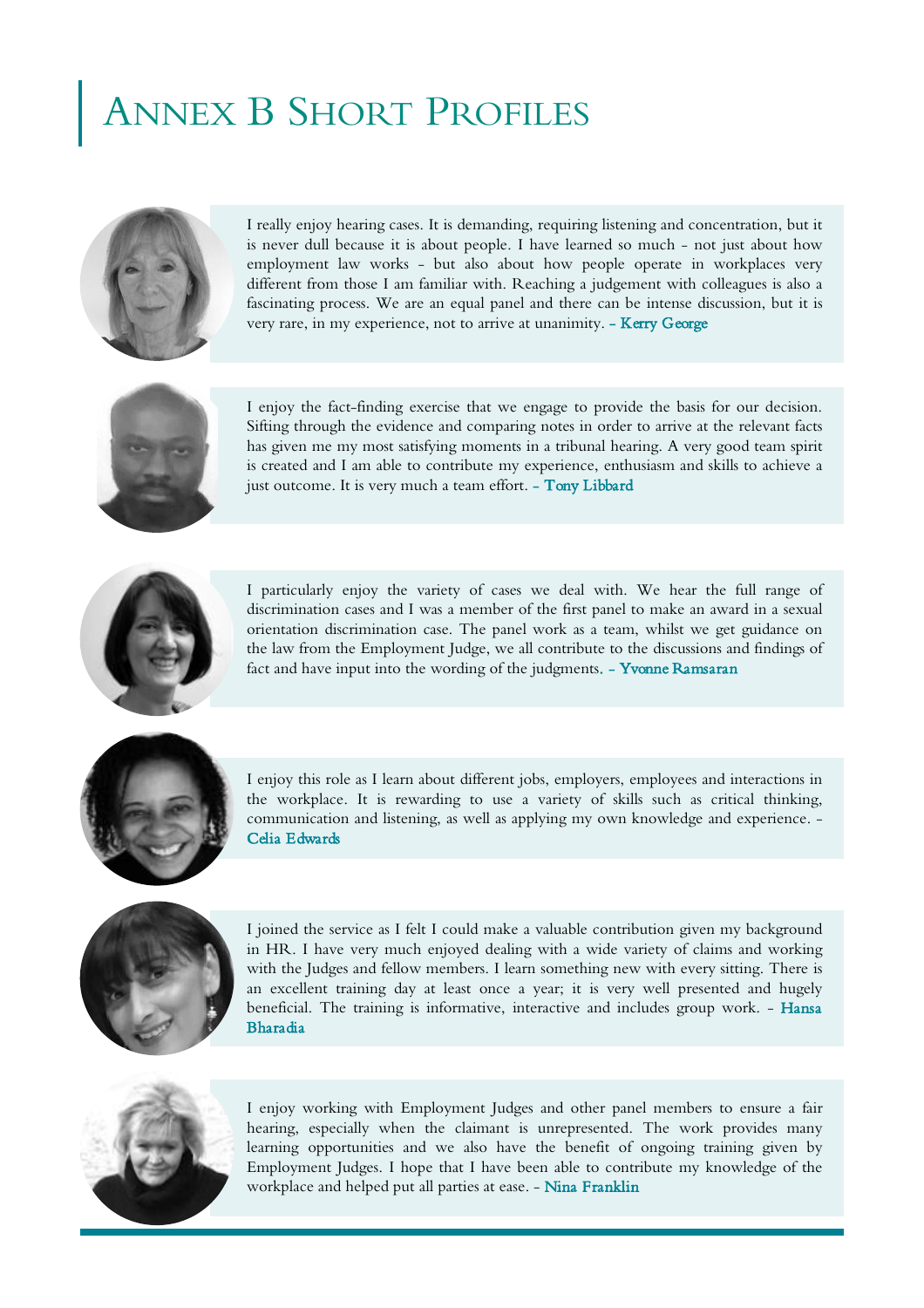# Annex B Short Profiles

I really enjoy hearing cases. It is demanding, requiring listening and concentration, but it is never dull because it is about people. I have learned so much - not just about how employment law works - but also about how people operate in workplaces very different from those I am familiar with. Reaching a judgement with colleagues is also a fascinating process. We are an equal panel and there can be intense discussion, but it is very rare, in my experience, not to arrive at unanimity. - Kerry George

I enjoy the fact-finding exercise that we engage to provide the basis for our decision. Sifting through the evidence and comparing notes in order to arrive at the relevant facts has given me my most satisfying moments in a tribunal hearing. A very good team spirit is created and I am able to contribute my experience, enthusiasm and skills to achieve a just outcome. It is very much a team effort. - Tony Libbard

I particularly enjoy the variety of cases we deal with. We hear the full range of discrimination cases and I was a member of the first panel to make an award in a sexual orientation discrimination case. The panel work as a team, whilst we get guidance on the law from the Employment Judge, we all contribute to the discussions and findings of fact and have input into the wording of the judgments. - Yvonne Ramsaran

I enjoy this role as I learn about different jobs, employers, employees and interactions in the workplace. It is rewarding to use a variety of skills such as critical thinking, communication and listening, as well as applying my own knowledge and experience. - Celia Edwards

I joined the service as I felt I could make a valuable contribution given my background in HR. I have very much enjoyed dealing with a wide variety of claims and working with the Judges and fellow members. I learn something new with every sitting. There is an excellent training day at least once a year; it is very well presented and hugely beneficial. The training is informative, interactive and includes group work. - Hansa Bharadia

I enjoy working with Employment Judges and other panel members to ensure a fair hearing, especially when the claimant is unrepresented. The work provides many learning opportunities and we also have the benefit of ongoing training given by Employment Judges. I hope that I have been able to contribute my knowledge of the workplace and helped put all parties at ease. - Nina Franklin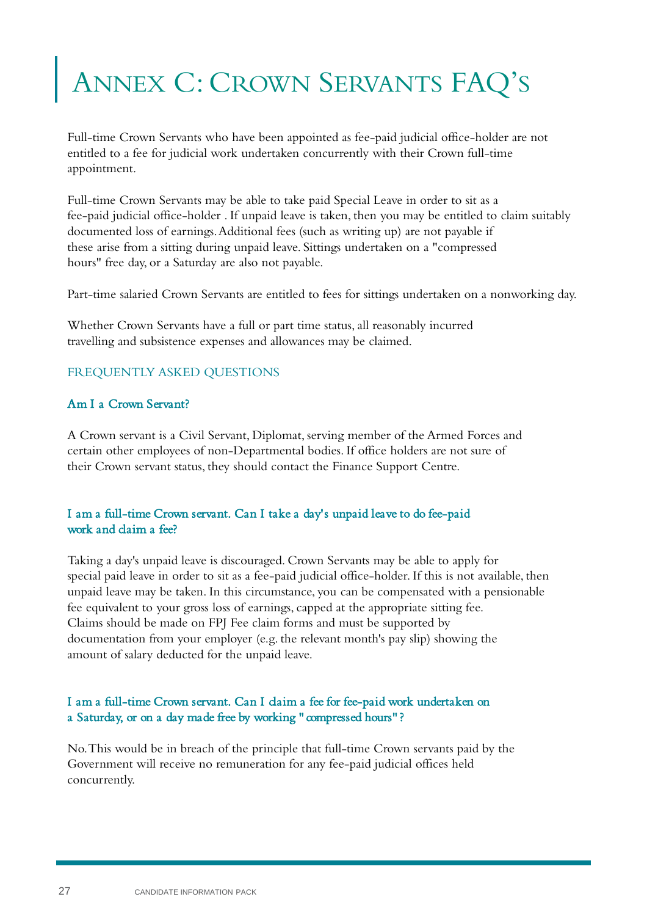# Annex C: Crown Servants FAQ's

Full-time Crown Servants who have been appointed as fee-paid judicial office-holder are not entitled to a fee for judicial work undertaken concurrently with their Crown full-time appointment.

Full-time Crown Servants may be able to take paid Special Leave in order to sit as a fee-paid judicial office-holder . If unpaid leave is taken, then you may be entitled to claim suitably documented loss of earnings. Additional fees (such as writing up) are not payable if these arise from a sitting during unpaid leave. Sittings undertaken on a "compressed hours" free day, or a Saturday are also not payable.

Part-time salaried Crown Servants are entitled to fees for sittings undertaken on a nonworking day.

Whether Crown Servants have a full or part time status, all reasonably incurred travelling and subsistence expenses and allowances may be claimed.

## FREQUENTLY ASKED QUESTIONS

### Am I a Crown Servant?

A Crown servant is a Civil Servant, Diplomat, serving member of the Armed Forces and certain other employees of non-Departmental bodies. If office holders are not sure of their Crown servant status, they should contact the Finance Support Centre.

### I am a full-time Crown servant. Can I take a day's unpaid leave to do fee-paid work and claim a fee?

Taking a day's unpaid leave is discouraged. Crown Servants may be able to apply for special paid leave in order to sit as a fee-paid judicial office-holder. If this is not available, then unpaid leave may be taken. In this circumstance, you can be compensated with a pensionable fee equivalent to your gross loss of earnings, capped at the appropriate sitting fee. Claims should be made on FPJ Fee claim forms and must be supported by documentation from your employer (e.g. the relevant month's pay slip) showing the amount of salary deducted for the unpaid leave.

### I am a full-time Crown servant. Can I claim a fee for fee-paid work undertaken on a Saturday, or on a day made free by working "compressed hours"?

No. This would be in breach of the principle that full-time Crown servants paid by the Government will receive no remuneration for any fee-paid judicial offices held concurrently.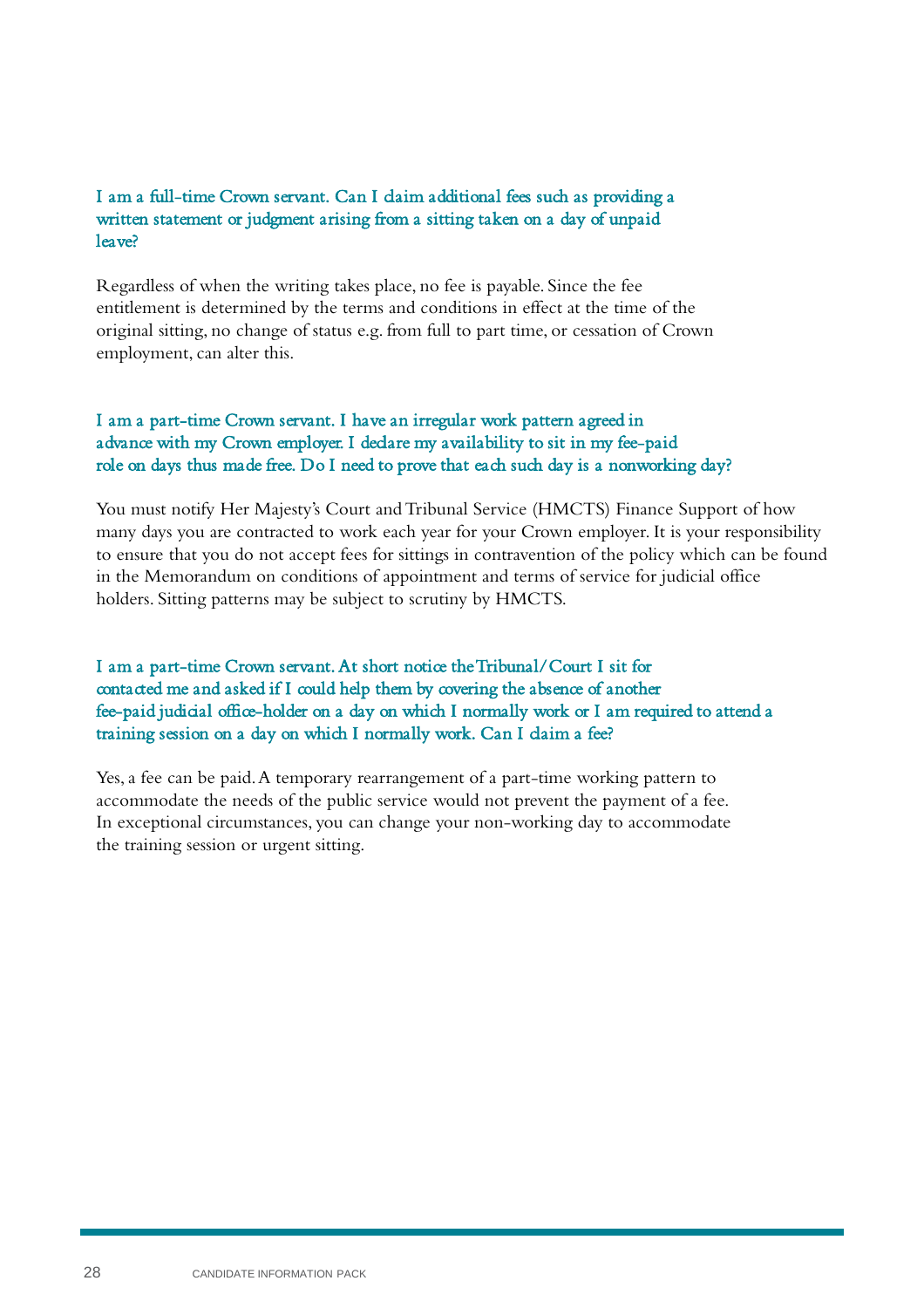### I am a full-time Crown servant. Can I claim additional fees such as providing a written statement or judgment arising from a sitting taken on a day of unpaid leave?

Regardless of when the writing takes place, no fee is payable. Since the fee entitlement is determined by the terms and conditions in effect at the time of the original sitting, no change of status e.g. from full to part time, or cessation of Crown employment, can alter this.

### I am a part-time Crown servant. I have an irregular work pattern agreed in advance with my Crown employer. I declare my availability to sit in my fee-paid role on days thus made free. Do I need to prove that each such day is a nonworking day?

You must notify Her Majesty's Court and Tribunal Service (HMCTS) Finance Support of how many days you are contracted to work each year for your Crown employer. It is your responsibility to ensure that you do not accept fees for sittings in contravention of the policy which can be found in the Memorandum on conditions of appointment and terms of service for judicial office holders. Sitting patterns may be subject to scrutiny by HMCTS.

### I am a part-time Crown servant. At short notice the Tribunal/Court I sit for contacted me and asked if I could help them by covering the absence of another fee-paid judicial office-holder on a day on which I normally work or I am required to attend a training session on a day on which I normally work. Can I claim a fee?

Yes, a fee can be paid. A temporary rearrangement of a part-time working pattern to accommodate the needs of the public service would not prevent the payment of a fee. In exceptional circumstances, you can change your non-working day to accommodate the training session or urgent sitting.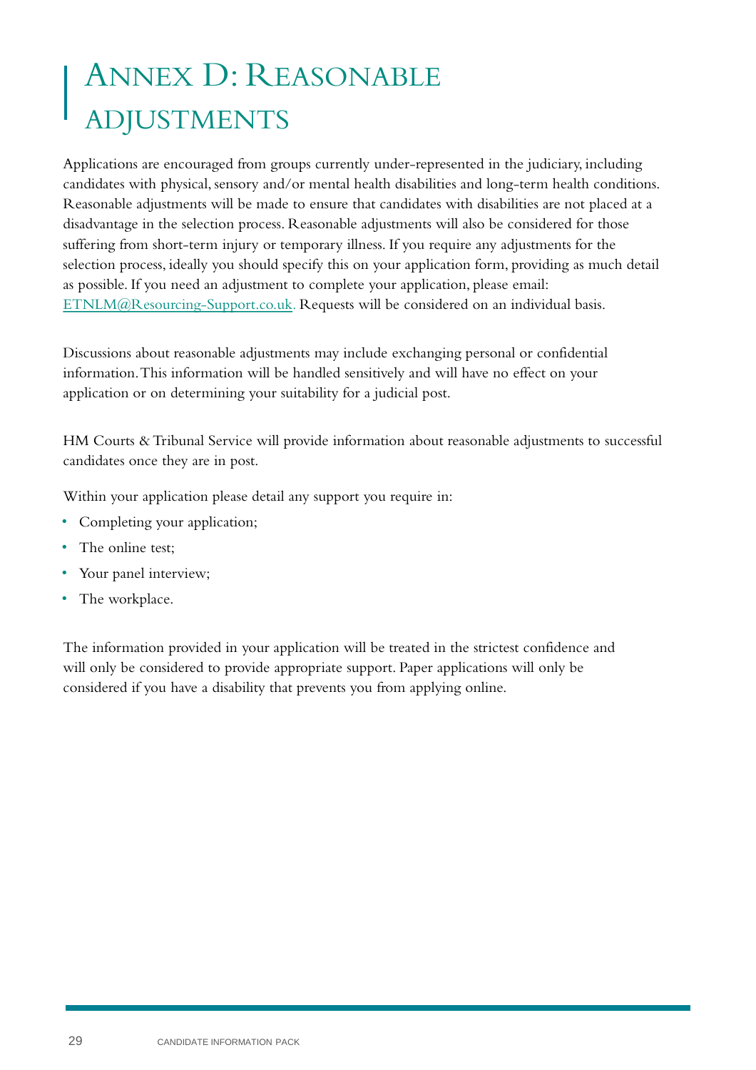# Annex D: Reasonable adjustments

Applications are encouraged from groups currently under-represented in the judiciary, including candidates with physical, sensory and/or mental health disabilities and long-term health conditions. Reasonable adjustments will be made to ensure that candidates with disabilities are not placed at a disadvantage in the selection process. Reasonable adjustments will also be considered for those suffering from short-term injury or temporary illness. If you require any adjustments for the selection process, ideally you should specify this on your application form, providing as much detail as possible. If you need an adjustment to complete your application, please email: ETNLM@Resourcing-Support.co.uk. Requests will be considered on an individual basis.

Discussions about reasonable adjustments may include exchanging personal or confidential information. This information will be handled sensitively and will have no effect on your application or on determining your suitability for a judicial post.

HM Courts & Tribunal Service will provide information about reasonable adjustments to successful candidates once they are in post.

Within your application please detail any support you require in:

- Completing your application;
- The online test;
- Your panel interview;
- The workplace.

The information provided in your application will be treated in the strictest confidence and will only be considered to provide appropriate support. Paper applications will only be considered if you have a disability that prevents you from applying online.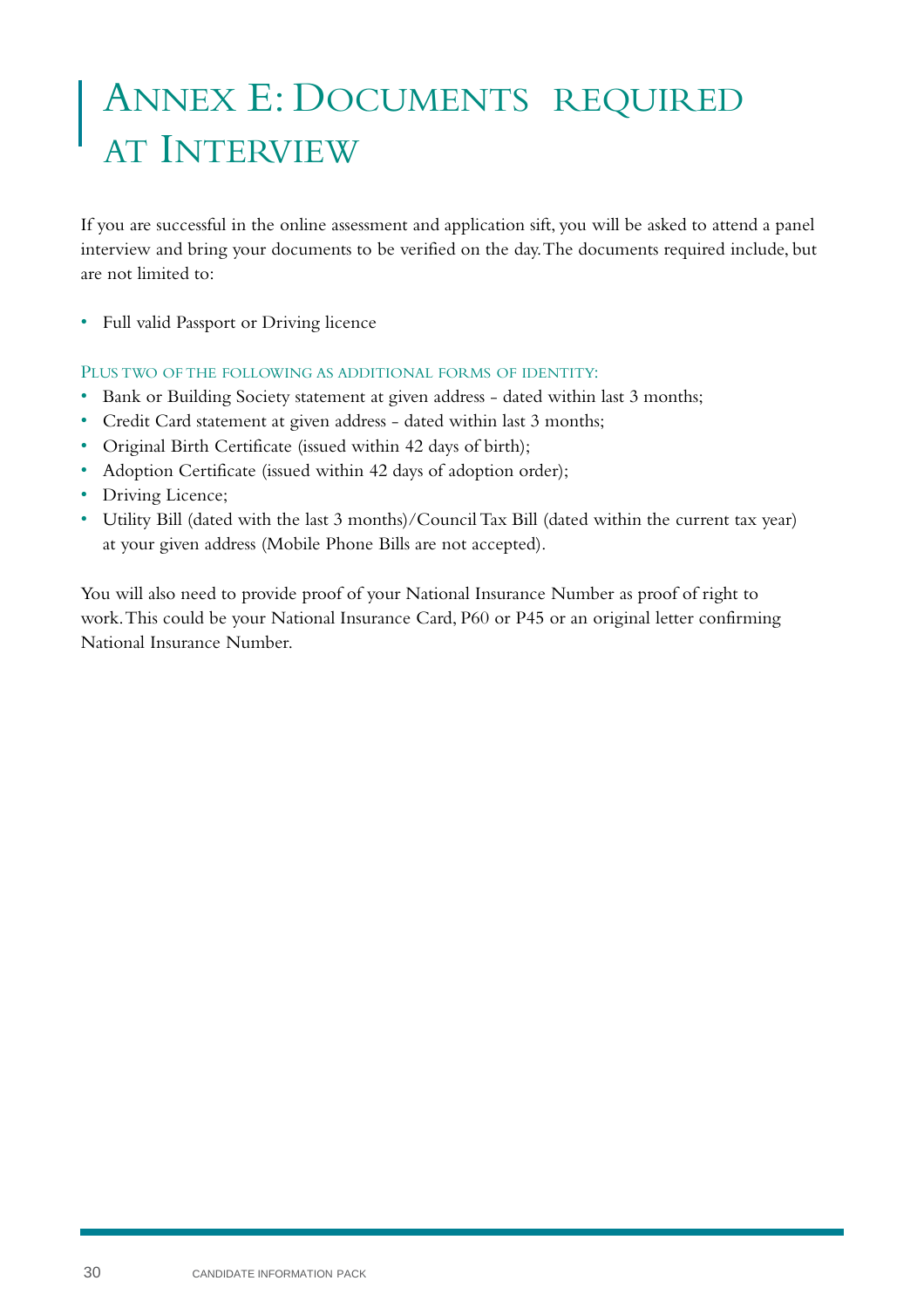# Annex E: Documents required at Interview

If you are successful in the online assessment and application sift, you will be asked to attend a panel interview and bring your documents to be verified on the day. The documents required include, but are not limited to:

- Full valid Passport or Driving licence

Plus two of the following as additional forms of identity:

- Bank or Building Society statement at given address - dated within last 3 months;
- Credit Card statement at given address - dated within last 3 months;
- Original Birth Certificate (issued within 42 days of birth);
- Adoption Certificate (issued within 42 days of adoption order);
- Driving Licence;
- Utility Bill (dated with the last 3 months)/Council Tax Bill (dated within the current tax year) at your given address (Mobile Phone Bills are not accepted).

You will also need to provide proof of your National Insurance Number as proof of right to work. This could be your National Insurance Card, P60 or P45 or an original letter confirming National Insurance Number.